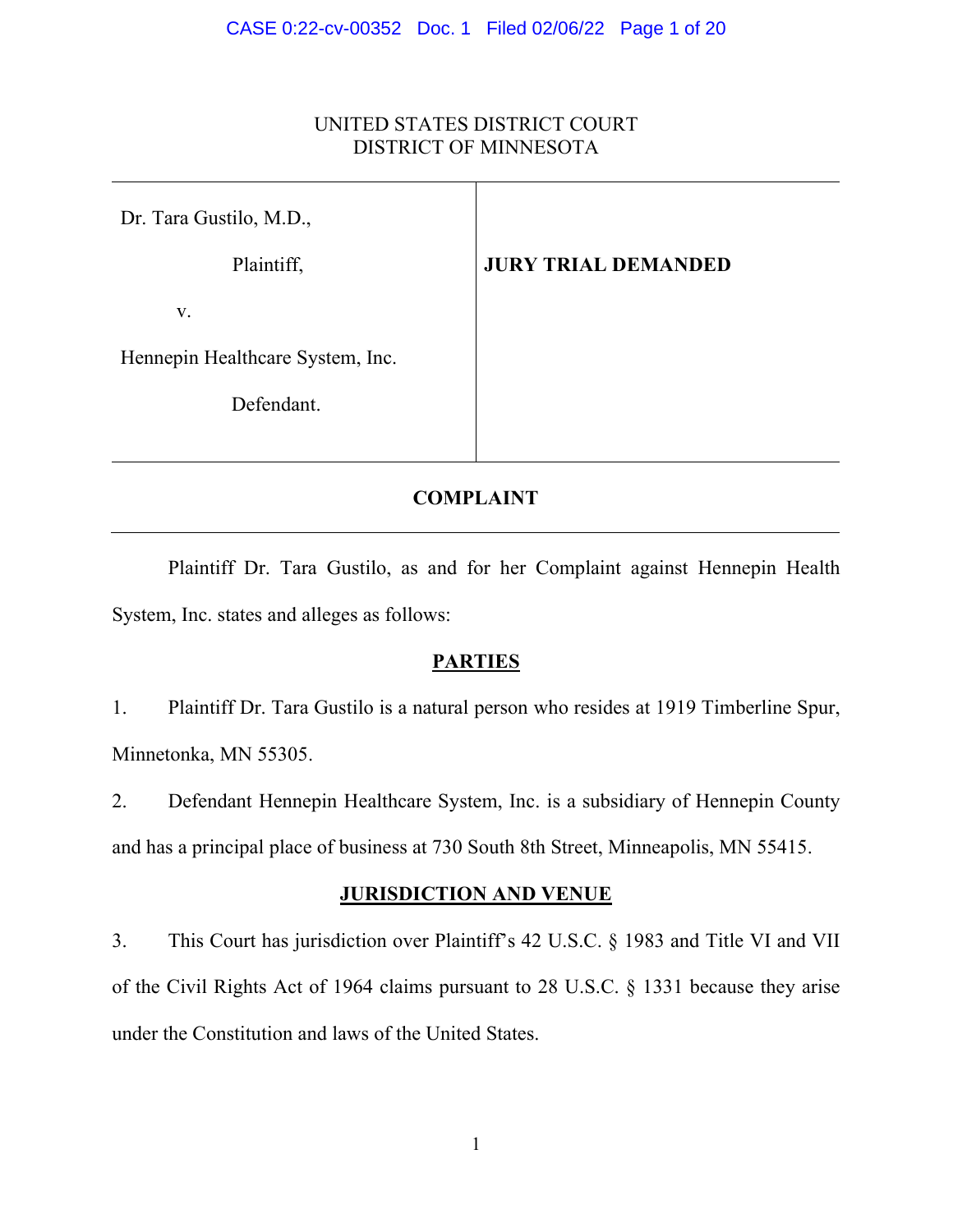UNITED STATES DISTRICT COURT
DISTRICT OF MINNESOTA

| Dr. Tara Gustilo, M.D., Plaintiff, v. Hennepin Healthcare System, Inc. Defendant. | **JURY TRIAL DEMANDED** |
|---|---|

## COMPLAINT

Plaintiff Dr. Tara Gustilo, as and for her Complaint against Hennepin Health System, Inc. states and alleges as follows:

### PARTIES

1. Plaintiff Dr. Tara Gustilo is a natural person who resides at 1919 Timberline Spur, Minnetonka, MN 55305.

2. Defendant Hennepin Healthcare System, Inc. is a subsidiary of Hennepin County and has a principal place of business at 730 South 8th Street, Minneapolis, MN 55415.

### JURISDICTION AND VENUE

3. This Court has jurisdiction over Plaintiff's 42 U.S.C. § 1983 and Title VI and VII of the Civil Rights Act of 1964 claims pursuant to 28 U.S.C. § 1331 because they arise under the Constitution and laws of the United States.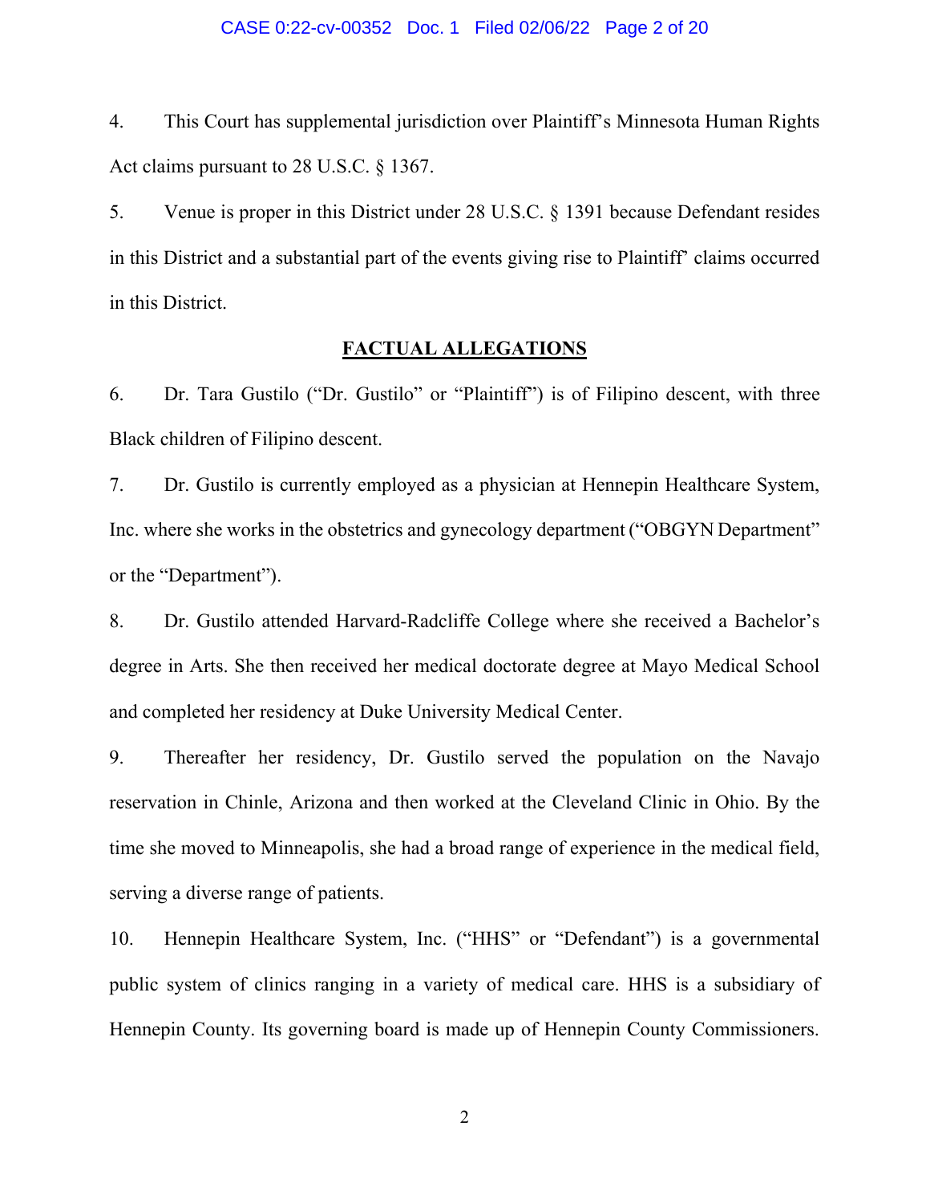4. This Court has supplemental jurisdiction over Plaintiff's Minnesota Human Rights Act claims pursuant to 28 U.S.C. § 1367.

5. Venue is proper in this District under 28 U.S.C. § 1391 because Defendant resides in this District and a substantial part of the events giving rise to Plaintiff' claims occurred in this District.

## FACTUAL ALLEGATIONS

6. Dr. Tara Gustilo ("Dr. Gustilo" or "Plaintiff") is of Filipino descent, with three Black children of Filipino descent.

7. Dr. Gustilo is currently employed as a physician at Hennepin Healthcare System, Inc. where she works in the obstetrics and gynecology department ("OBGYN Department" or the "Department").

8. Dr. Gustilo attended Harvard-Radcliffe College where she received a Bachelor's degree in Arts. She then received her medical doctorate degree at Mayo Medical School and completed her residency at Duke University Medical Center.

9. Thereafter her residency, Dr. Gustilo served the population on the Navajo reservation in Chinle, Arizona and then worked at the Cleveland Clinic in Ohio. By the time she moved to Minneapolis, she had a broad range of experience in the medical field, serving a diverse range of patients.

10. Hennepin Healthcare System, Inc. ("HHS" or "Defendant") is a governmental public system of clinics ranging in a variety of medical care. HHS is a subsidiary of Hennepin County. Its governing board is made up of Hennepin County Commissioners.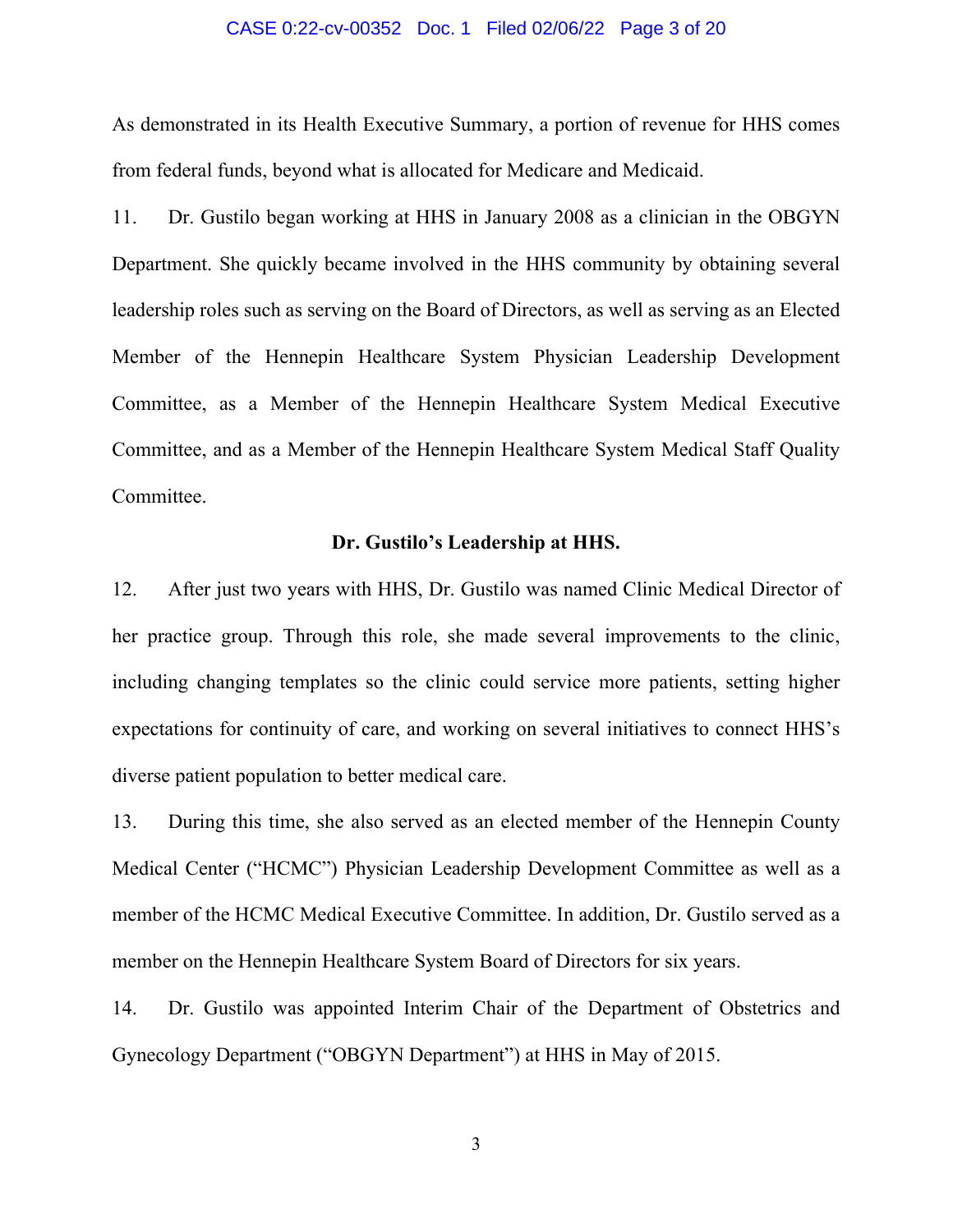As demonstrated in its Health Executive Summary, a portion of revenue for HHS comes from federal funds, beyond what is allocated for Medicare and Medicaid.

11. Dr. Gustilo began working at HHS in January 2008 as a clinician in the OBGYN Department. She quickly became involved in the HHS community by obtaining several leadership roles such as serving on the Board of Directors, as well as serving as an Elected Member of the Hennepin Healthcare System Physician Leadership Development Committee, as a Member of the Hennepin Healthcare System Medical Executive Committee, and as a Member of the Hennepin Healthcare System Medical Staff Quality Committee.

**Dr. Gustilo's Leadership at HHS.**

12. After just two years with HHS, Dr. Gustilo was named Clinic Medical Director of her practice group. Through this role, she made several improvements to the clinic, including changing templates so the clinic could service more patients, setting higher expectations for continuity of care, and working on several initiatives to connect HHS's diverse patient population to better medical care.

13. During this time, she also served as an elected member of the Hennepin County Medical Center ("HCMC") Physician Leadership Development Committee as well as a member of the HCMC Medical Executive Committee. In addition, Dr. Gustilo served as a member on the Hennepin Healthcare System Board of Directors for six years.

14. Dr. Gustilo was appointed Interim Chair of the Department of Obstetrics and Gynecology Department ("OBGYN Department") at HHS in May of 2015.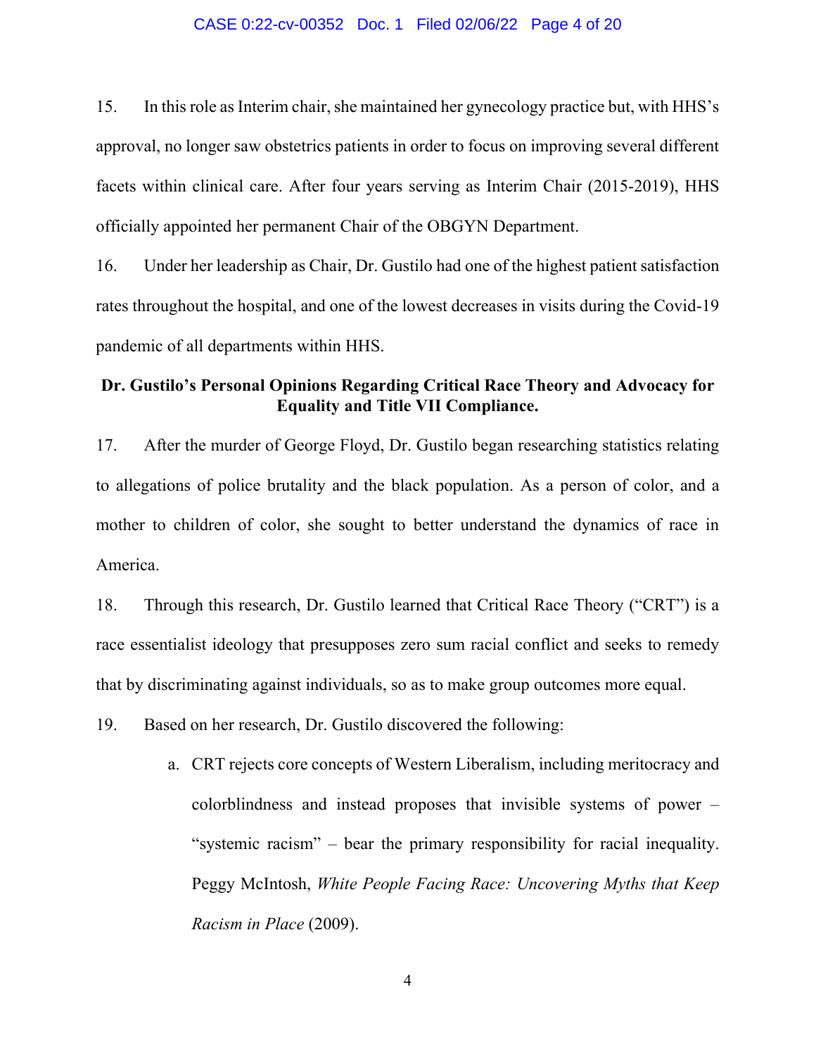15. In this role as Interim chair, she maintained her gynecology practice but, with HHS's approval, no longer saw obstetrics patients in order to focus on improving several different facets within clinical care. After four years serving as Interim Chair (2015-2019), HHS officially appointed her permanent Chair of the OBGYN Department.

16. Under her leadership as Chair, Dr. Gustilo had one of the highest patient satisfaction rates throughout the hospital, and one of the lowest decreases in visits during the Covid-19 pandemic of all departments within HHS.

**Dr. Gustilo's Personal Opinions Regarding Critical Race Theory and Advocacy for Equality and Title VII Compliance.**

17. After the murder of George Floyd, Dr. Gustilo began researching statistics relating to allegations of police brutality and the black population. As a person of color, and a mother to children of color, she sought to better understand the dynamics of race in America.

18. Through this research, Dr. Gustilo learned that Critical Race Theory ("CRT") is a race essentialist ideology that presupposes zero sum racial conflict and seeks to remedy that by discriminating against individuals, so as to make group outcomes more equal.

19. Based on her research, Dr. Gustilo discovered the following:

   a. CRT rejects core concepts of Western Liberalism, including meritocracy and colorblindness and instead proposes that invisible systems of power – "systemic racism" – bear the primary responsibility for racial inequality. Peggy McIntosh, *White People Facing Race: Uncovering Myths that Keep Racism in Place* (2009).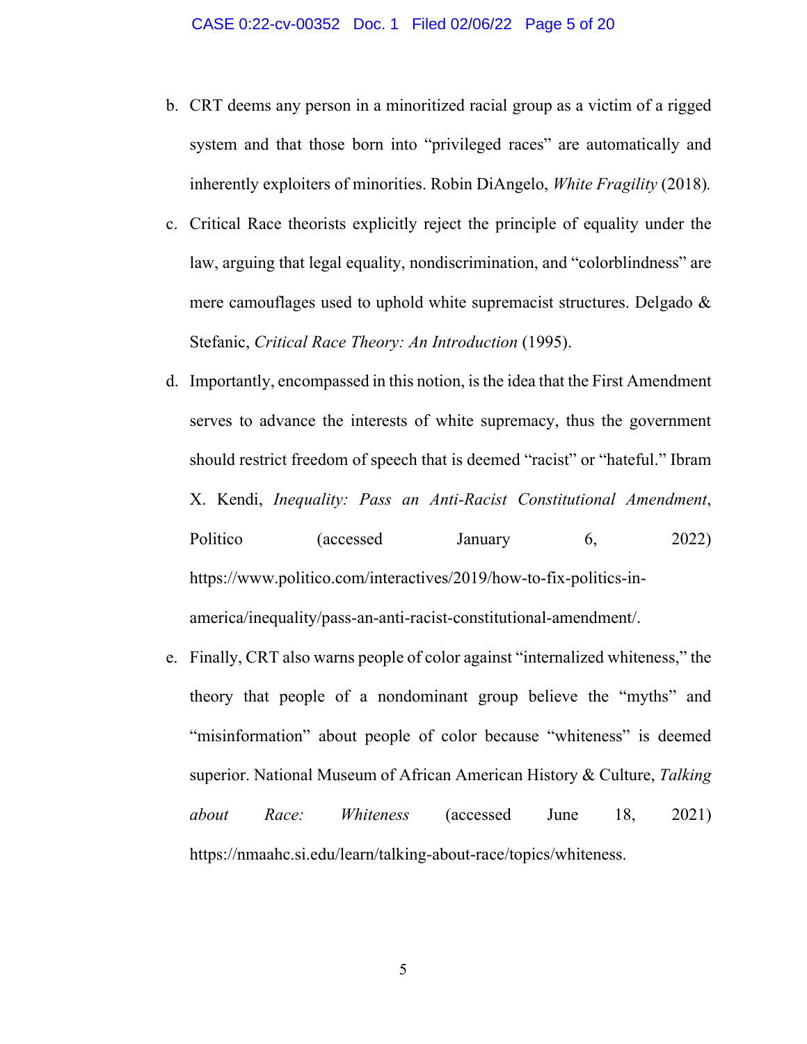b. CRT deems any person in a minoritized racial group as a victim of a rigged system and that those born into "privileged races" are automatically and inherently exploiters of minorities. Robin DiAngelo, *White Fragility* (2018).

c. Critical Race theorists explicitly reject the principle of equality under the law, arguing that legal equality, nondiscrimination, and "colorblindness" are mere camouflages used to uphold white supremacist structures. Delgado & Stefanic, *Critical Race Theory: An Introduction* (1995).

d. Importantly, encompassed in this notion, is the idea that the First Amendment serves to advance the interests of white supremacy, thus the government should restrict freedom of speech that is deemed "racist" or "hateful." Ibram X. Kendi, *Inequality: Pass an Anti-Racist Constitutional Amendment*, Politico (accessed January 6, 2022) https://www.politico.com/interactives/2019/how-to-fix-politics-in-america/inequality/pass-an-anti-racist-constitutional-amendment/.

e. Finally, CRT also warns people of color against "internalized whiteness," the theory that people of a nondominant group believe the "myths" and "misinformation" about people of color because "whiteness" is deemed superior. National Museum of African American History & Culture, *Talking about Race: Whiteness* (accessed June 18, 2021) https://nmaahc.si.edu/learn/talking-about-race/topics/whiteness.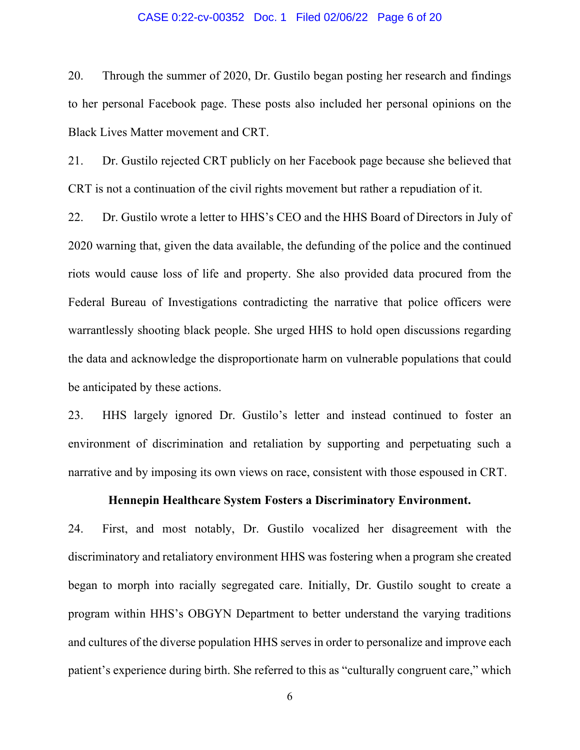20. Through the summer of 2020, Dr. Gustilo began posting her research and findings to her personal Facebook page. These posts also included her personal opinions on the Black Lives Matter movement and CRT.

21. Dr. Gustilo rejected CRT publicly on her Facebook page because she believed that CRT is not a continuation of the civil rights movement but rather a repudiation of it.

22. Dr. Gustilo wrote a letter to HHS's CEO and the HHS Board of Directors in July of 2020 warning that, given the data available, the defunding of the police and the continued riots would cause loss of life and property. She also provided data procured from the Federal Bureau of Investigations contradicting the narrative that police officers were warrantlessly shooting black people. She urged HHS to hold open discussions regarding the data and acknowledge the disproportionate harm on vulnerable populations that could be anticipated by these actions.

23. HHS largely ignored Dr. Gustilo's letter and instead continued to foster an environment of discrimination and retaliation by supporting and perpetuating such a narrative and by imposing its own views on race, consistent with those espoused in CRT.

**Hennepin Healthcare System Fosters a Discriminatory Environment.**

24. First, and most notably, Dr. Gustilo vocalized her disagreement with the discriminatory and retaliatory environment HHS was fostering when a program she created began to morph into racially segregated care. Initially, Dr. Gustilo sought to create a program within HHS's OBGYN Department to better understand the varying traditions and cultures of the diverse population HHS serves in order to personalize and improve each patient's experience during birth. She referred to this as "culturally congruent care," which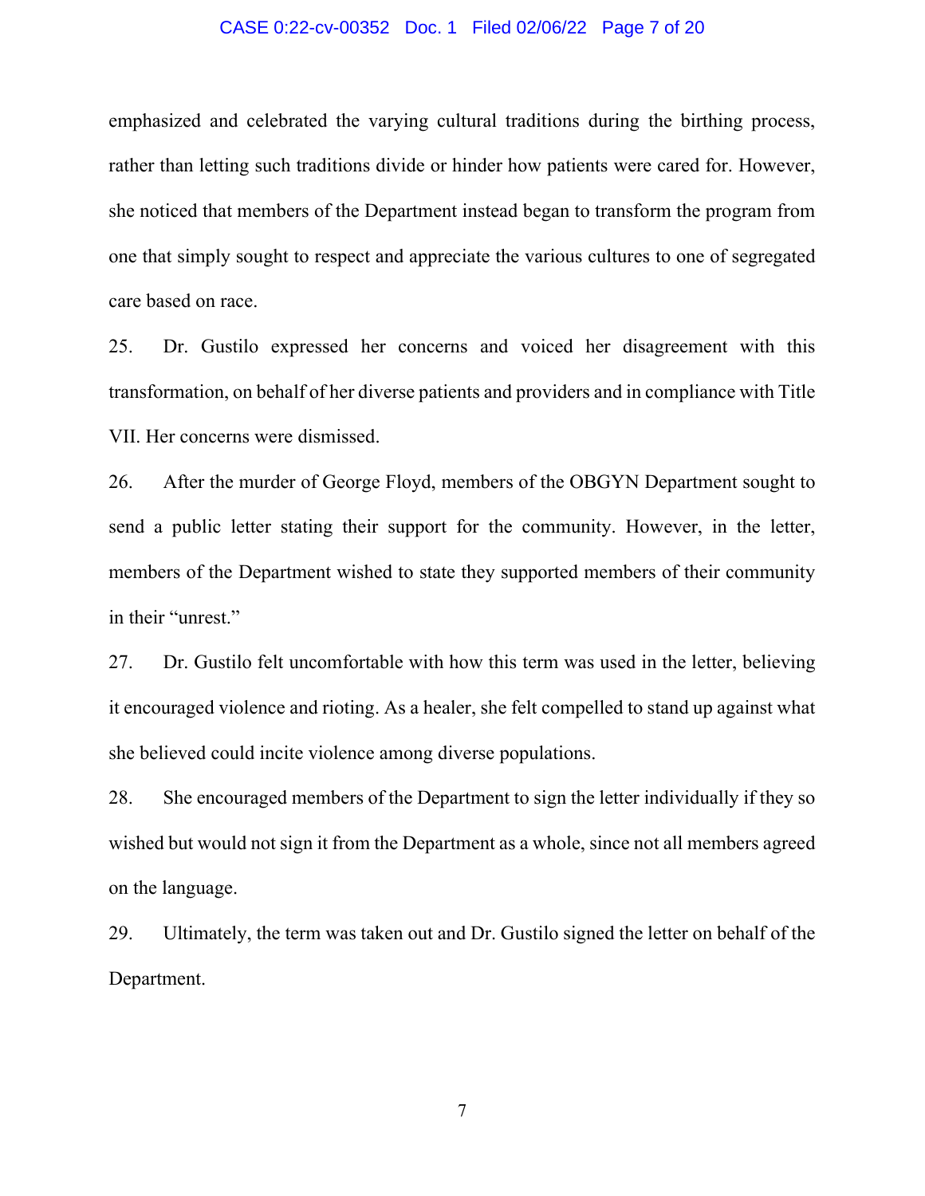emphasized and celebrated the varying cultural traditions during the birthing process, rather than letting such traditions divide or hinder how patients were cared for. However, she noticed that members of the Department instead began to transform the program from one that simply sought to respect and appreciate the various cultures to one of segregated care based on race.

25. Dr. Gustilo expressed her concerns and voiced her disagreement with this transformation, on behalf of her diverse patients and providers and in compliance with Title VII. Her concerns were dismissed.

26. After the murder of George Floyd, members of the OBGYN Department sought to send a public letter stating their support for the community. However, in the letter, members of the Department wished to state they supported members of their community in their "unrest."

27. Dr. Gustilo felt uncomfortable with how this term was used in the letter, believing it encouraged violence and rioting. As a healer, she felt compelled to stand up against what she believed could incite violence among diverse populations.

28. She encouraged members of the Department to sign the letter individually if they so wished but would not sign it from the Department as a whole, since not all members agreed on the language.

29. Ultimately, the term was taken out and Dr. Gustilo signed the letter on behalf of the Department.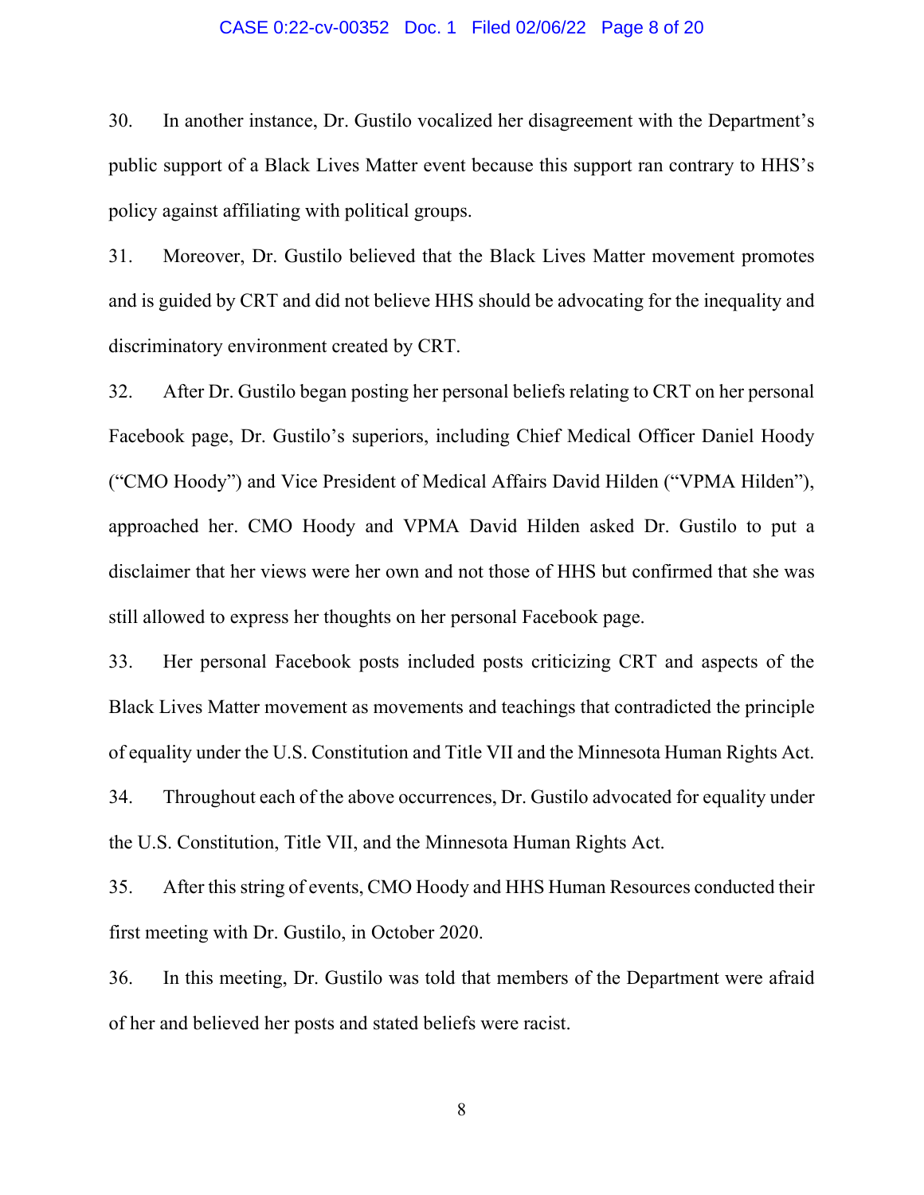30. In another instance, Dr. Gustilo vocalized her disagreement with the Department's public support of a Black Lives Matter event because this support ran contrary to HHS's policy against affiliating with political groups.

31. Moreover, Dr. Gustilo believed that the Black Lives Matter movement promotes and is guided by CRT and did not believe HHS should be advocating for the inequality and discriminatory environment created by CRT.

32. After Dr. Gustilo began posting her personal beliefs relating to CRT on her personal Facebook page, Dr. Gustilo's superiors, including Chief Medical Officer Daniel Hoody ("CMO Hoody") and Vice President of Medical Affairs David Hilden ("VPMA Hilden"), approached her. CMO Hoody and VPMA David Hilden asked Dr. Gustilo to put a disclaimer that her views were her own and not those of HHS but confirmed that she was still allowed to express her thoughts on her personal Facebook page.

33. Her personal Facebook posts included posts criticizing CRT and aspects of the Black Lives Matter movement as movements and teachings that contradicted the principle of equality under the U.S. Constitution and Title VII and the Minnesota Human Rights Act.

34. Throughout each of the above occurrences, Dr. Gustilo advocated for equality under the U.S. Constitution, Title VII, and the Minnesota Human Rights Act.

35. After this string of events, CMO Hoody and HHS Human Resources conducted their first meeting with Dr. Gustilo, in October 2020.

36. In this meeting, Dr. Gustilo was told that members of the Department were afraid of her and believed her posts and stated beliefs were racist.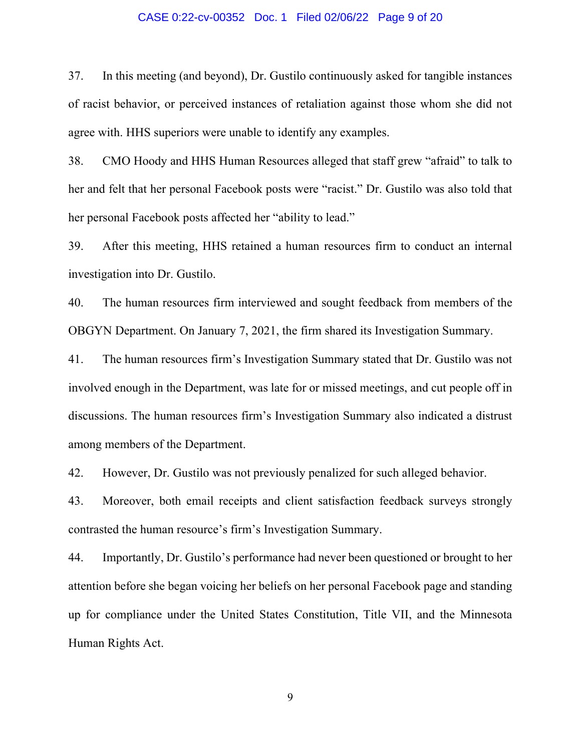37. In this meeting (and beyond), Dr. Gustilo continuously asked for tangible instances of racist behavior, or perceived instances of retaliation against those whom she did not agree with. HHS superiors were unable to identify any examples.

38. CMO Hoody and HHS Human Resources alleged that staff grew "afraid" to talk to her and felt that her personal Facebook posts were "racist." Dr. Gustilo was also told that her personal Facebook posts affected her "ability to lead."

39. After this meeting, HHS retained a human resources firm to conduct an internal investigation into Dr. Gustilo.

40. The human resources firm interviewed and sought feedback from members of the OBGYN Department. On January 7, 2021, the firm shared its Investigation Summary.

41. The human resources firm's Investigation Summary stated that Dr. Gustilo was not involved enough in the Department, was late for or missed meetings, and cut people off in discussions. The human resources firm's Investigation Summary also indicated a distrust among members of the Department.

42. However, Dr. Gustilo was not previously penalized for such alleged behavior.

43. Moreover, both email receipts and client satisfaction feedback surveys strongly contrasted the human resource's firm's Investigation Summary.

44. Importantly, Dr. Gustilo's performance had never been questioned or brought to her attention before she began voicing her beliefs on her personal Facebook page and standing up for compliance under the United States Constitution, Title VII, and the Minnesota Human Rights Act.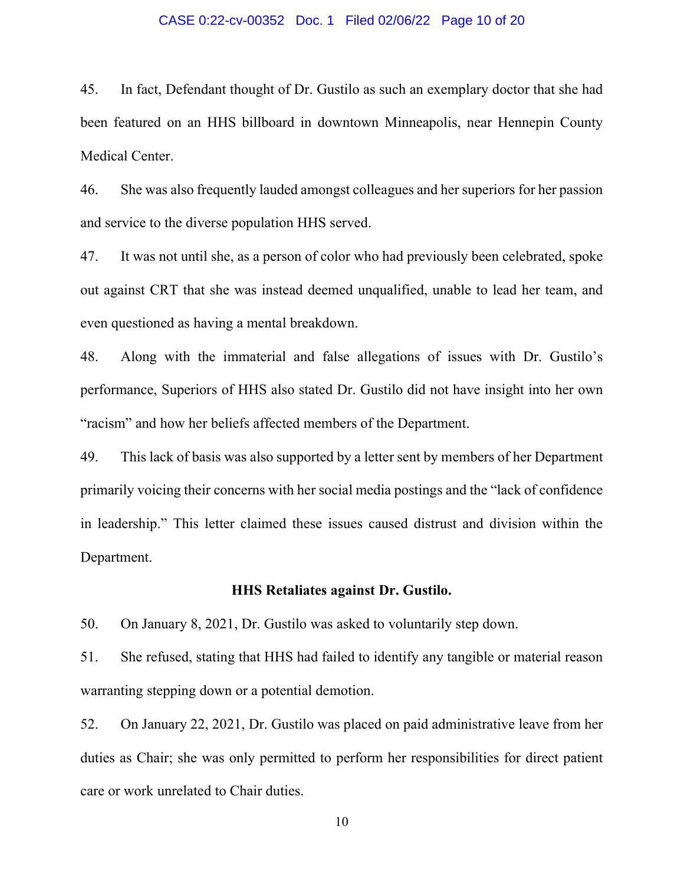45. In fact, Defendant thought of Dr. Gustilo as such an exemplary doctor that she had been featured on an HHS billboard in downtown Minneapolis, near Hennepin County Medical Center.

46. She was also frequently lauded amongst colleagues and her superiors for her passion and service to the diverse population HHS served.

47. It was not until she, as a person of color who had previously been celebrated, spoke out against CRT that she was instead deemed unqualified, unable to lead her team, and even questioned as having a mental breakdown.

48. Along with the immaterial and false allegations of issues with Dr. Gustilo's performance, Superiors of HHS also stated Dr. Gustilo did not have insight into her own "racism" and how her beliefs affected members of the Department.

49. This lack of basis was also supported by a letter sent by members of her Department primarily voicing their concerns with her social media postings and the "lack of confidence in leadership." This letter claimed these issues caused distrust and division within the Department.

**HHS Retaliates against Dr. Gustilo.**

50. On January 8, 2021, Dr. Gustilo was asked to voluntarily step down.

51. She refused, stating that HHS had failed to identify any tangible or material reason warranting stepping down or a potential demotion.

52. On January 22, 2021, Dr. Gustilo was placed on paid administrative leave from her duties as Chair; she was only permitted to perform her responsibilities for direct patient care or work unrelated to Chair duties.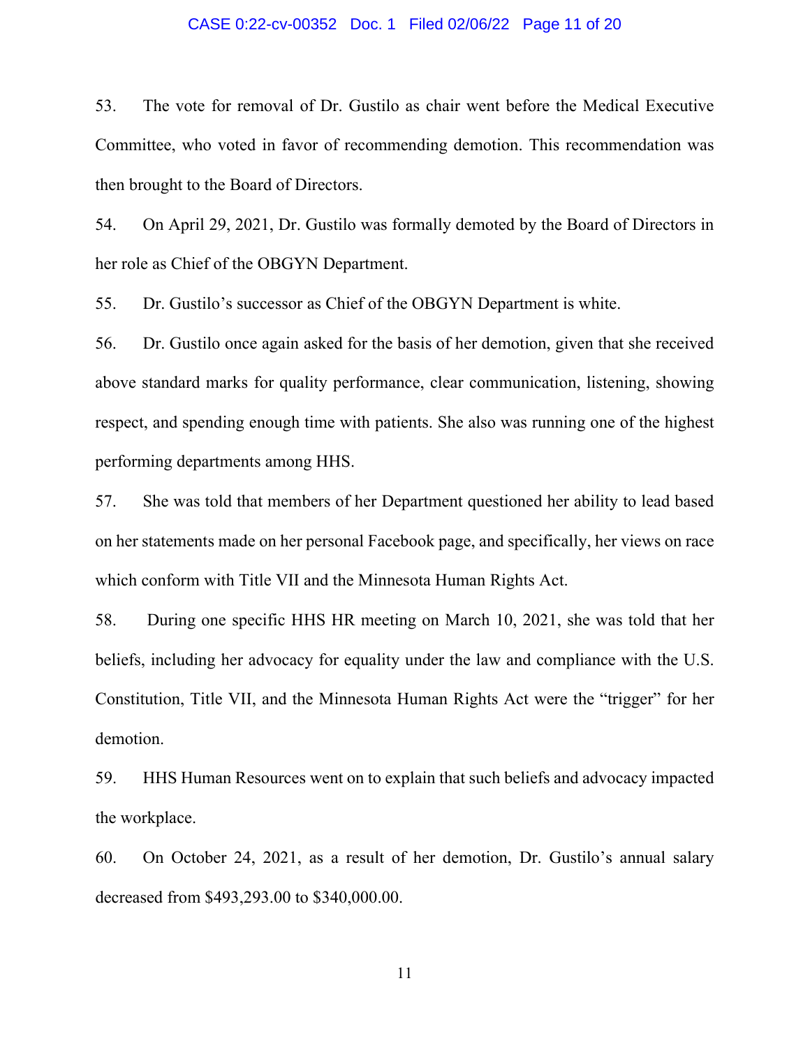53. The vote for removal of Dr. Gustilo as chair went before the Medical Executive Committee, who voted in favor of recommending demotion. This recommendation was then brought to the Board of Directors.

54. On April 29, 2021, Dr. Gustilo was formally demoted by the Board of Directors in her role as Chief of the OBGYN Department.

55. Dr. Gustilo's successor as Chief of the OBGYN Department is white.

56. Dr. Gustilo once again asked for the basis of her demotion, given that she received above standard marks for quality performance, clear communication, listening, showing respect, and spending enough time with patients. She also was running one of the highest performing departments among HHS.

57. She was told that members of her Department questioned her ability to lead based on her statements made on her personal Facebook page, and specifically, her views on race which conform with Title VII and the Minnesota Human Rights Act.

58. During one specific HHS HR meeting on March 10, 2021, she was told that her beliefs, including her advocacy for equality under the law and compliance with the U.S. Constitution, Title VII, and the Minnesota Human Rights Act were the "trigger" for her demotion.

59. HHS Human Resources went on to explain that such beliefs and advocacy impacted the workplace.

60. On October 24, 2021, as a result of her demotion, Dr. Gustilo's annual salary decreased from $493,293.00 to $340,000.00.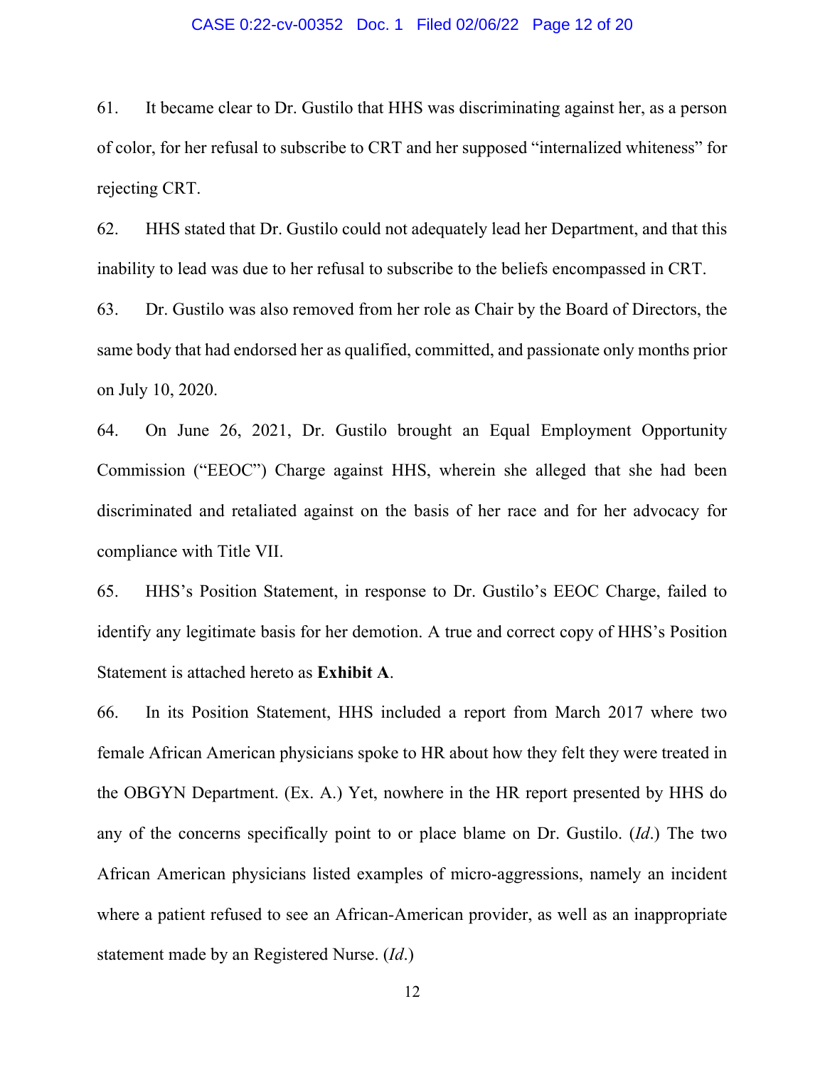61. It became clear to Dr. Gustilo that HHS was discriminating against her, as a person of color, for her refusal to subscribe to CRT and her supposed "internalized whiteness" for rejecting CRT.

62. HHS stated that Dr. Gustilo could not adequately lead her Department, and that this inability to lead was due to her refusal to subscribe to the beliefs encompassed in CRT.

63. Dr. Gustilo was also removed from her role as Chair by the Board of Directors, the same body that had endorsed her as qualified, committed, and passionate only months prior on July 10, 2020.

64. On June 26, 2021, Dr. Gustilo brought an Equal Employment Opportunity Commission ("EEOC") Charge against HHS, wherein she alleged that she had been discriminated and retaliated against on the basis of her race and for her advocacy for compliance with Title VII.

65. HHS's Position Statement, in response to Dr. Gustilo's EEOC Charge, failed to identify any legitimate basis for her demotion. A true and correct copy of HHS's Position Statement is attached hereto as **Exhibit A**.

66. In its Position Statement, HHS included a report from March 2017 where two female African American physicians spoke to HR about how they felt they were treated in the OBGYN Department. (Ex. A.) Yet, nowhere in the HR report presented by HHS do any of the concerns specifically point to or place blame on Dr. Gustilo. (*Id*.) The two African American physicians listed examples of micro-aggressions, namely an incident where a patient refused to see an African-American provider, as well as an inappropriate statement made by an Registered Nurse. (*Id*.)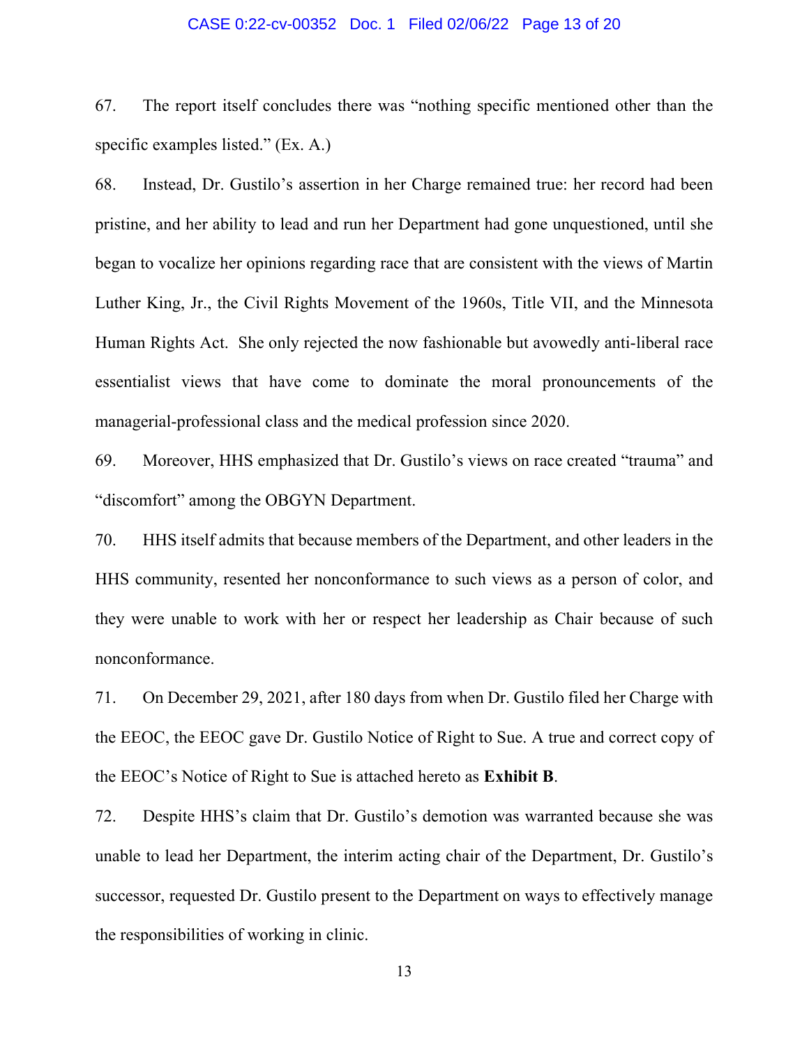67. The report itself concludes there was "nothing specific mentioned other than the specific examples listed." (Ex. A.)

68. Instead, Dr. Gustilo's assertion in her Charge remained true: her record had been pristine, and her ability to lead and run her Department had gone unquestioned, until she began to vocalize her opinions regarding race that are consistent with the views of Martin Luther King, Jr., the Civil Rights Movement of the 1960s, Title VII, and the Minnesota Human Rights Act. She only rejected the now fashionable but avowedly anti-liberal race essentialist views that have come to dominate the moral pronouncements of the managerial-professional class and the medical profession since 2020.

69. Moreover, HHS emphasized that Dr. Gustilo's views on race created "trauma" and "discomfort" among the OBGYN Department.

70. HHS itself admits that because members of the Department, and other leaders in the HHS community, resented her nonconformance to such views as a person of color, and they were unable to work with her or respect her leadership as Chair because of such nonconformance.

71. On December 29, 2021, after 180 days from when Dr. Gustilo filed her Charge with the EEOC, the EEOC gave Dr. Gustilo Notice of Right to Sue. A true and correct copy of the EEOC's Notice of Right to Sue is attached hereto as **Exhibit B**.

72. Despite HHS's claim that Dr. Gustilo's demotion was warranted because she was unable to lead her Department, the interim acting chair of the Department, Dr. Gustilo's successor, requested Dr. Gustilo present to the Department on ways to effectively manage the responsibilities of working in clinic.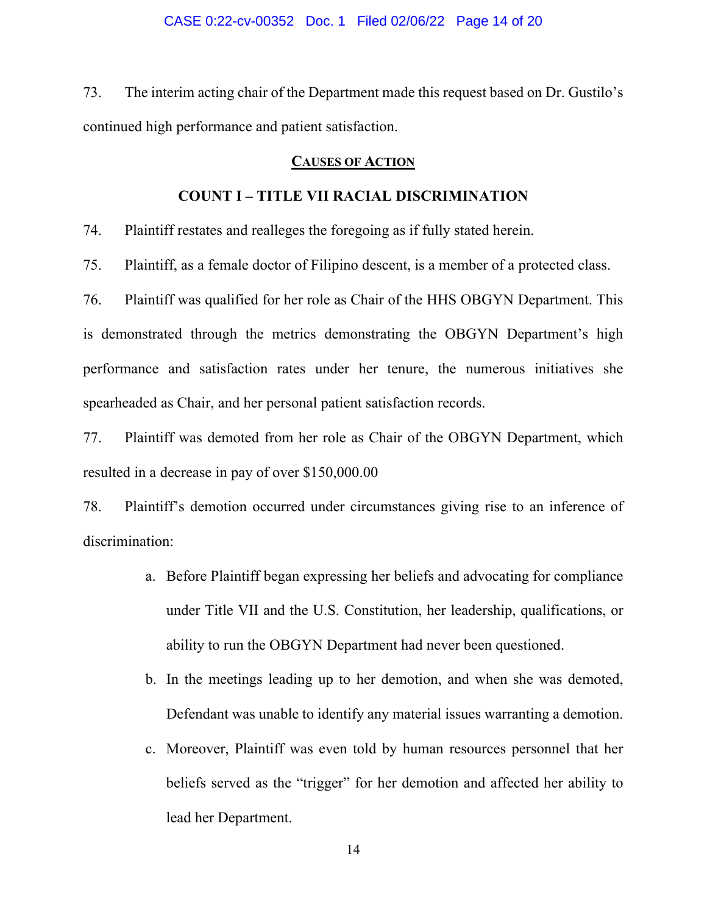73. The interim acting chair of the Department made this request based on Dr. Gustilo's continued high performance and patient satisfaction.

## CAUSES OF ACTION

### COUNT I – TITLE VII RACIAL DISCRIMINATION

74. Plaintiff restates and realleges the foregoing as if fully stated herein.

75. Plaintiff, as a female doctor of Filipino descent, is a member of a protected class.

76. Plaintiff was qualified for her role as Chair of the HHS OBGYN Department. This is demonstrated through the metrics demonstrating the OBGYN Department's high performance and satisfaction rates under her tenure, the numerous initiatives she spearheaded as Chair, and her personal patient satisfaction records.

77. Plaintiff was demoted from her role as Chair of the OBGYN Department, which resulted in a decrease in pay of over $150,000.00

78. Plaintiff's demotion occurred under circumstances giving rise to an inference of discrimination:

a. Before Plaintiff began expressing her beliefs and advocating for compliance under Title VII and the U.S. Constitution, her leadership, qualifications, or ability to run the OBGYN Department had never been questioned.

b. In the meetings leading up to her demotion, and when she was demoted, Defendant was unable to identify any material issues warranting a demotion.

c. Moreover, Plaintiff was even told by human resources personnel that her beliefs served as the "trigger" for her demotion and affected her ability to lead her Department.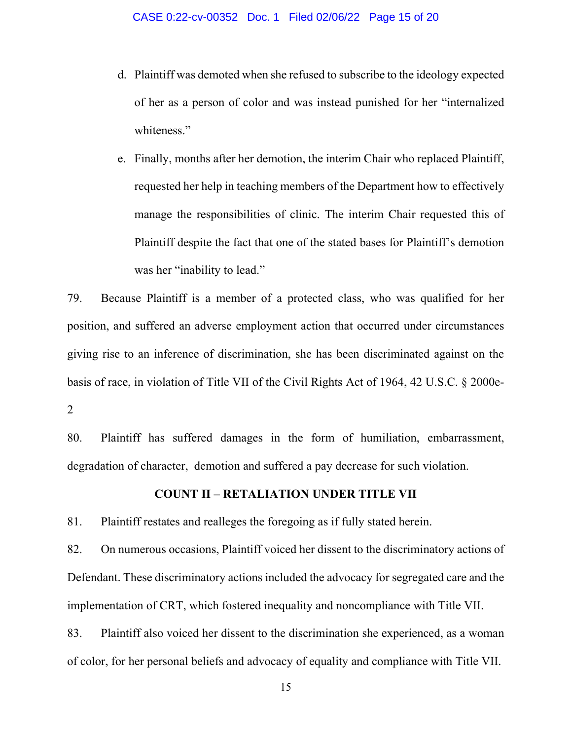d. Plaintiff was demoted when she refused to subscribe to the ideology expected of her as a person of color and was instead punished for her "internalized whiteness."

e. Finally, months after her demotion, the interim Chair who replaced Plaintiff, requested her help in teaching members of the Department how to effectively manage the responsibilities of clinic. The interim Chair requested this of Plaintiff despite the fact that one of the stated bases for Plaintiff's demotion was her "inability to lead."

79. Because Plaintiff is a member of a protected class, who was qualified for her position, and suffered an adverse employment action that occurred under circumstances giving rise to an inference of discrimination, she has been discriminated against on the basis of race, in violation of Title VII of the Civil Rights Act of 1964, 42 U.S.C. § 2000e-2

80. Plaintiff has suffered damages in the form of humiliation, embarrassment, degradation of character, demotion and suffered a pay decrease for such violation.

**COUNT II – RETALIATION UNDER TITLE VII**

81. Plaintiff restates and realleges the foregoing as if fully stated herein.

82. On numerous occasions, Plaintiff voiced her dissent to the discriminatory actions of Defendant. These discriminatory actions included the advocacy for segregated care and the implementation of CRT, which fostered inequality and noncompliance with Title VII.

83. Plaintiff also voiced her dissent to the discrimination she experienced, as a woman of color, for her personal beliefs and advocacy of equality and compliance with Title VII.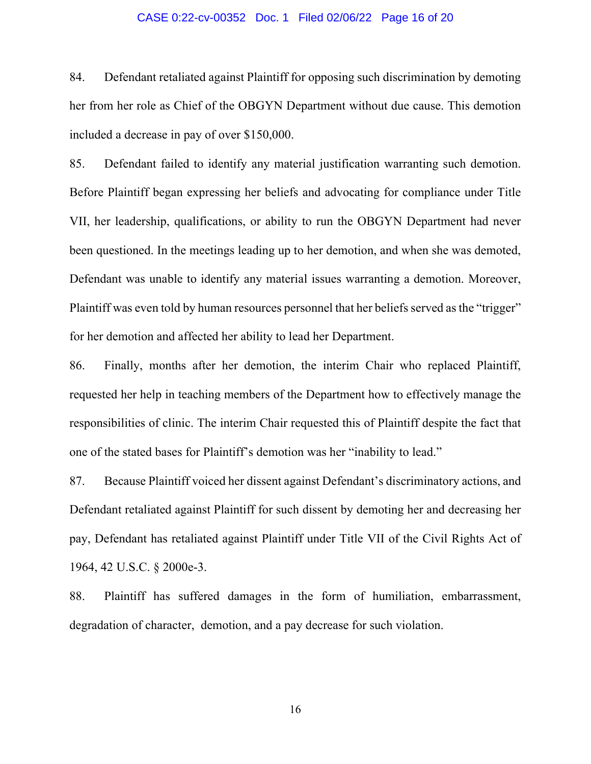84. Defendant retaliated against Plaintiff for opposing such discrimination by demoting her from her role as Chief of the OBGYN Department without due cause. This demotion included a decrease in pay of over $150,000.

85. Defendant failed to identify any material justification warranting such demotion. Before Plaintiff began expressing her beliefs and advocating for compliance under Title VII, her leadership, qualifications, or ability to run the OBGYN Department had never been questioned. In the meetings leading up to her demotion, and when she was demoted, Defendant was unable to identify any material issues warranting a demotion. Moreover, Plaintiff was even told by human resources personnel that her beliefs served as the "trigger" for her demotion and affected her ability to lead her Department.

86. Finally, months after her demotion, the interim Chair who replaced Plaintiff, requested her help in teaching members of the Department how to effectively manage the responsibilities of clinic. The interim Chair requested this of Plaintiff despite the fact that one of the stated bases for Plaintiff's demotion was her "inability to lead."

87. Because Plaintiff voiced her dissent against Defendant's discriminatory actions, and Defendant retaliated against Plaintiff for such dissent by demoting her and decreasing her pay, Defendant has retaliated against Plaintiff under Title VII of the Civil Rights Act of 1964, 42 U.S.C. § 2000e-3.

88. Plaintiff has suffered damages in the form of humiliation, embarrassment, degradation of character, demotion, and a pay decrease for such violation.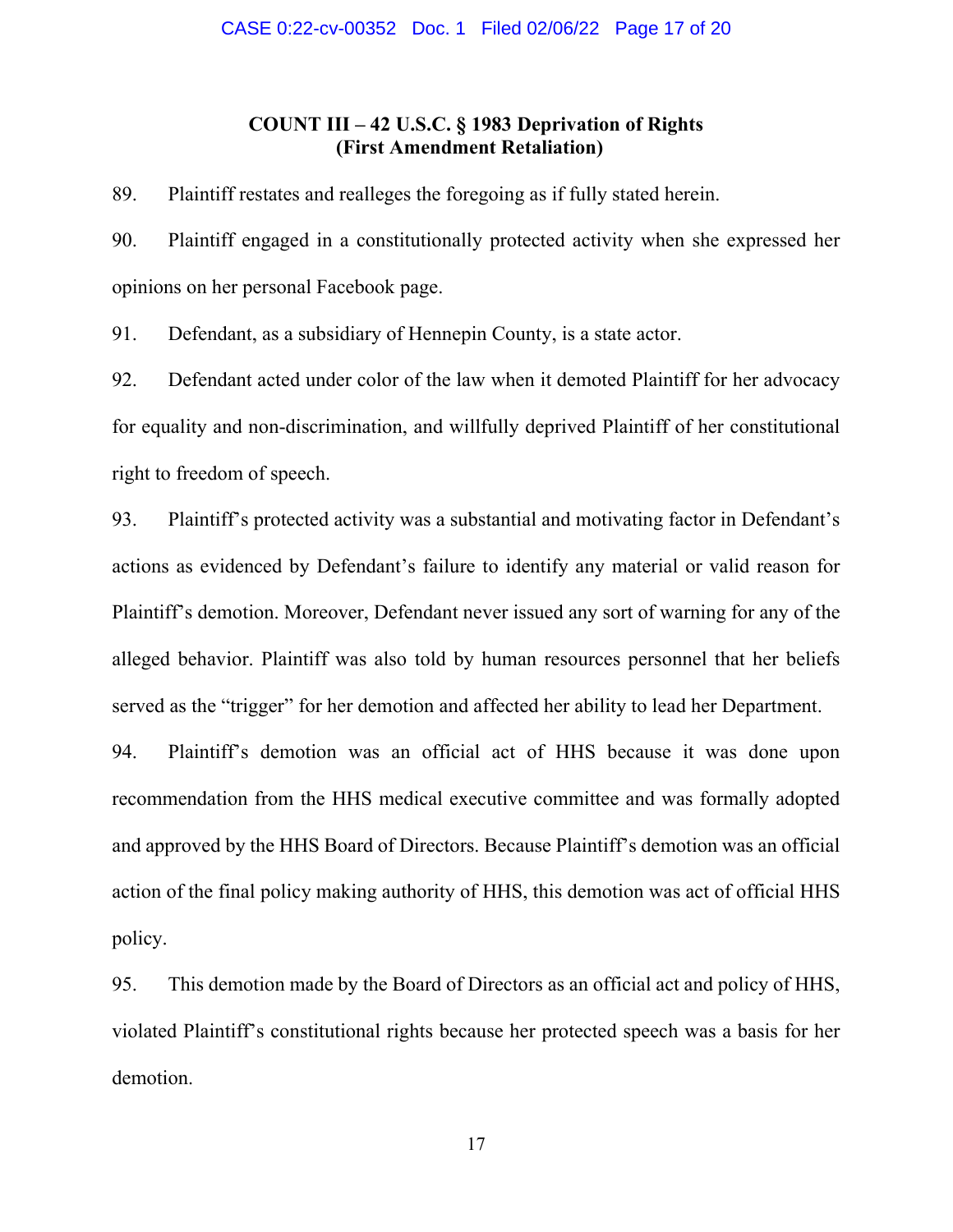**COUNT III – 42 U.S.C. § 1983 Deprivation of Rights**
**(First Amendment Retaliation)**

89. Plaintiff restates and realleges the foregoing as if fully stated herein.

90. Plaintiff engaged in a constitutionally protected activity when she expressed her opinions on her personal Facebook page.

91. Defendant, as a subsidiary of Hennepin County, is a state actor.

92. Defendant acted under color of the law when it demoted Plaintiff for her advocacy for equality and non-discrimination, and willfully deprived Plaintiff of her constitutional right to freedom of speech.

93. Plaintiff's protected activity was a substantial and motivating factor in Defendant's actions as evidenced by Defendant's failure to identify any material or valid reason for Plaintiff's demotion. Moreover, Defendant never issued any sort of warning for any of the alleged behavior. Plaintiff was also told by human resources personnel that her beliefs served as the "trigger" for her demotion and affected her ability to lead her Department.

94. Plaintiff's demotion was an official act of HHS because it was done upon recommendation from the HHS medical executive committee and was formally adopted and approved by the HHS Board of Directors. Because Plaintiff's demotion was an official action of the final policy making authority of HHS, this demotion was act of official HHS policy.

95. This demotion made by the Board of Directors as an official act and policy of HHS, violated Plaintiff's constitutional rights because her protected speech was a basis for her demotion.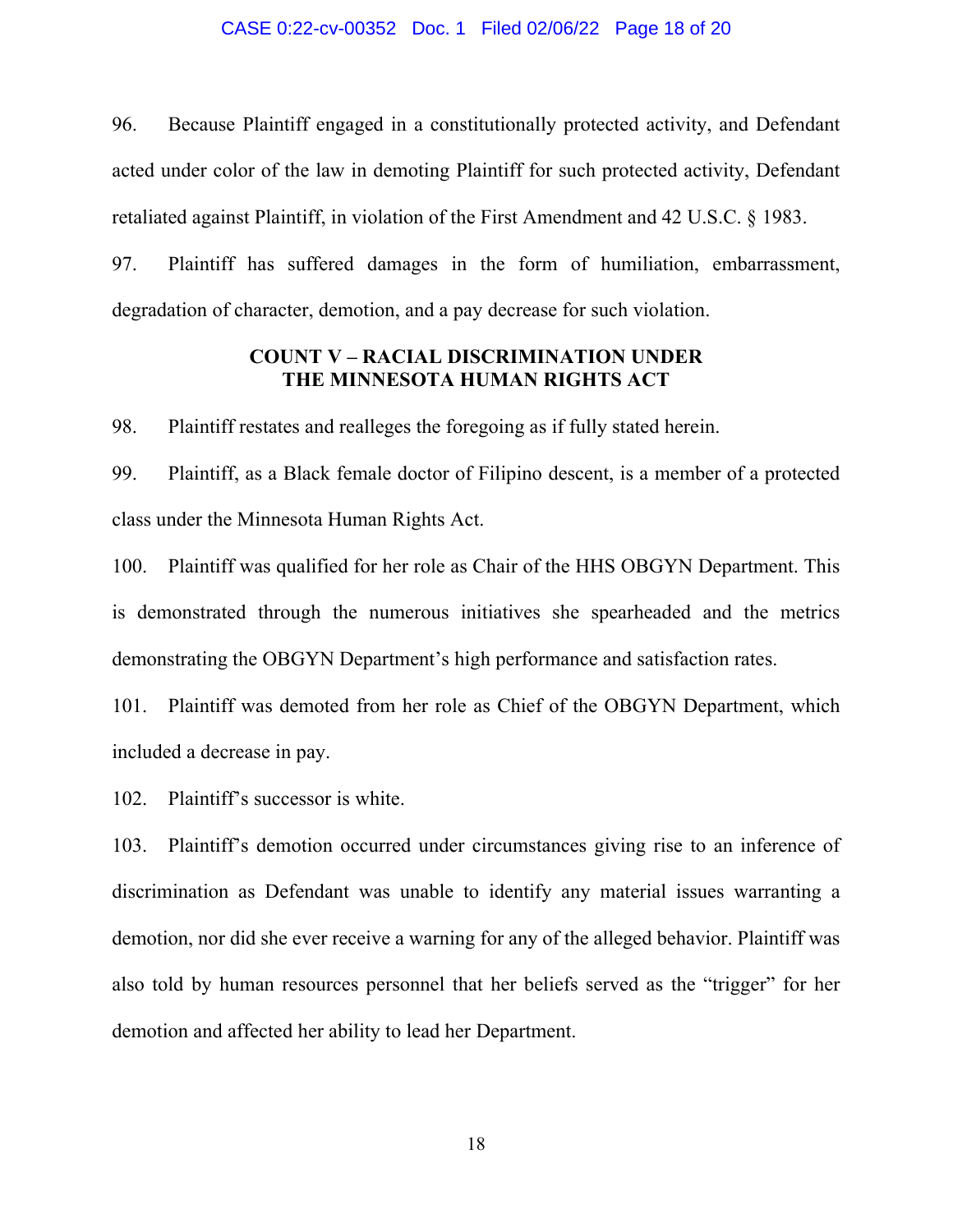96. Because Plaintiff engaged in a constitutionally protected activity, and Defendant acted under color of the law in demoting Plaintiff for such protected activity, Defendant retaliated against Plaintiff, in violation of the First Amendment and 42 U.S.C. § 1983.

97. Plaintiff has suffered damages in the form of humiliation, embarrassment, degradation of character, demotion, and a pay decrease for such violation.

## COUNT V – RACIAL DISCRIMINATION UNDER THE MINNESOTA HUMAN RIGHTS ACT

98. Plaintiff restates and realleges the foregoing as if fully stated herein.

99. Plaintiff, as a Black female doctor of Filipino descent, is a member of a protected class under the Minnesota Human Rights Act.

100. Plaintiff was qualified for her role as Chair of the HHS OBGYN Department. This is demonstrated through the numerous initiatives she spearheaded and the metrics demonstrating the OBGYN Department's high performance and satisfaction rates.

101. Plaintiff was demoted from her role as Chief of the OBGYN Department, which included a decrease in pay.

102. Plaintiff's successor is white.

103. Plaintiff's demotion occurred under circumstances giving rise to an inference of discrimination as Defendant was unable to identify any material issues warranting a demotion, nor did she ever receive a warning for any of the alleged behavior. Plaintiff was also told by human resources personnel that her beliefs served as the "trigger" for her demotion and affected her ability to lead her Department.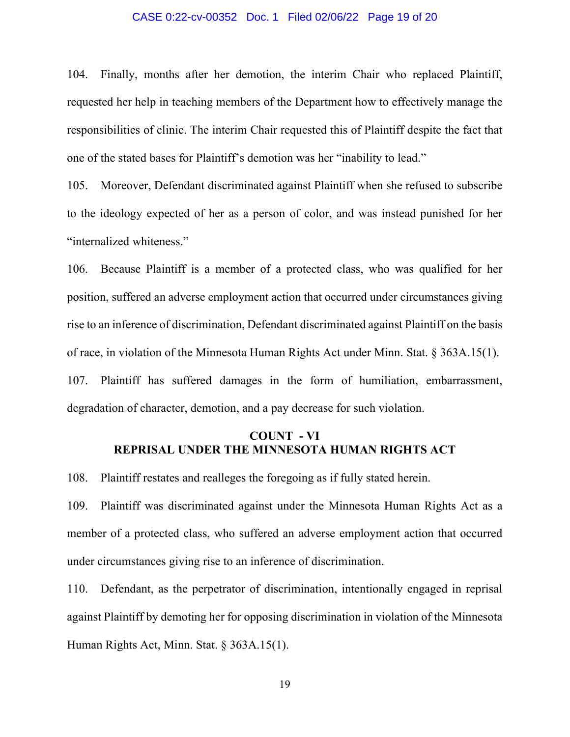104. Finally, months after her demotion, the interim Chair who replaced Plaintiff, requested her help in teaching members of the Department how to effectively manage the responsibilities of clinic. The interim Chair requested this of Plaintiff despite the fact that one of the stated bases for Plaintiff's demotion was her "inability to lead."

105. Moreover, Defendant discriminated against Plaintiff when she refused to subscribe to the ideology expected of her as a person of color, and was instead punished for her "internalized whiteness."

106. Because Plaintiff is a member of a protected class, who was qualified for her position, suffered an adverse employment action that occurred under circumstances giving rise to an inference of discrimination, Defendant discriminated against Plaintiff on the basis of race, in violation of the Minnesota Human Rights Act under Minn. Stat. § 363A.15(1).

107. Plaintiff has suffered damages in the form of humiliation, embarrassment, degradation of character, demotion, and a pay decrease for such violation.

**COUNT - VI**
**REPRISAL UNDER THE MINNESOTA HUMAN RIGHTS ACT**

108. Plaintiff restates and realleges the foregoing as if fully stated herein.

109. Plaintiff was discriminated against under the Minnesota Human Rights Act as a member of a protected class, who suffered an adverse employment action that occurred under circumstances giving rise to an inference of discrimination.

110. Defendant, as the perpetrator of discrimination, intentionally engaged in reprisal against Plaintiff by demoting her for opposing discrimination in violation of the Minnesota Human Rights Act, Minn. Stat. § 363A.15(1).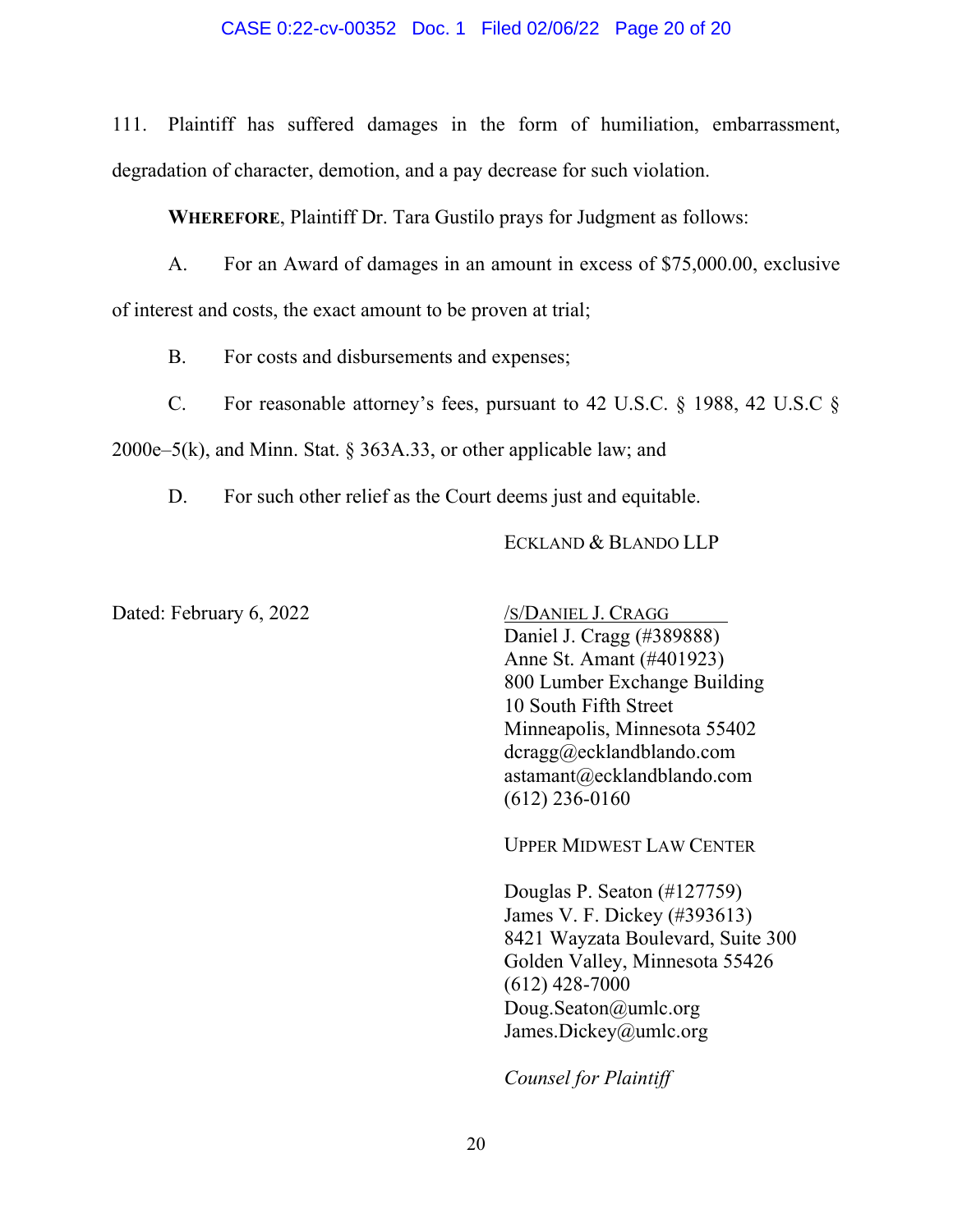111. Plaintiff has suffered damages in the form of humiliation, embarrassment, degradation of character, demotion, and a pay decrease for such violation.

**WHEREFORE**, Plaintiff Dr. Tara Gustilo prays for Judgment as follows:

A. For an Award of damages in an amount in excess of $75,000.00, exclusive of interest and costs, the exact amount to be proven at trial;

B. For costs and disbursements and expenses;

C. For reasonable attorney's fees, pursuant to 42 U.S.C. § 1988, 42 U.S.C § 2000e–5(k), and Minn. Stat. § 363A.33, or other applicable law; and

D. For such other relief as the Court deems just and equitable.

ECKLAND & BLANDO LLP

Dated: February 6, 2022

/S/DANIEL J. CRAGG
Daniel J. Cragg (#389888)
Anne St. Amant (#401923)
800 Lumber Exchange Building
10 South Fifth Street
Minneapolis, Minnesota 55402
dcragg@ecklandblando.com
astamant@ecklandblando.com
(612) 236-0160

UPPER MIDWEST LAW CENTER

Douglas P. Seaton (#127759)
James V. F. Dickey (#393613)
8421 Wayzata Boulevard, Suite 300
Golden Valley, Minnesota 55426
(612) 428-7000
Doug.Seaton@umlc.org
James.Dickey@umlc.org

*Counsel for Plaintiff*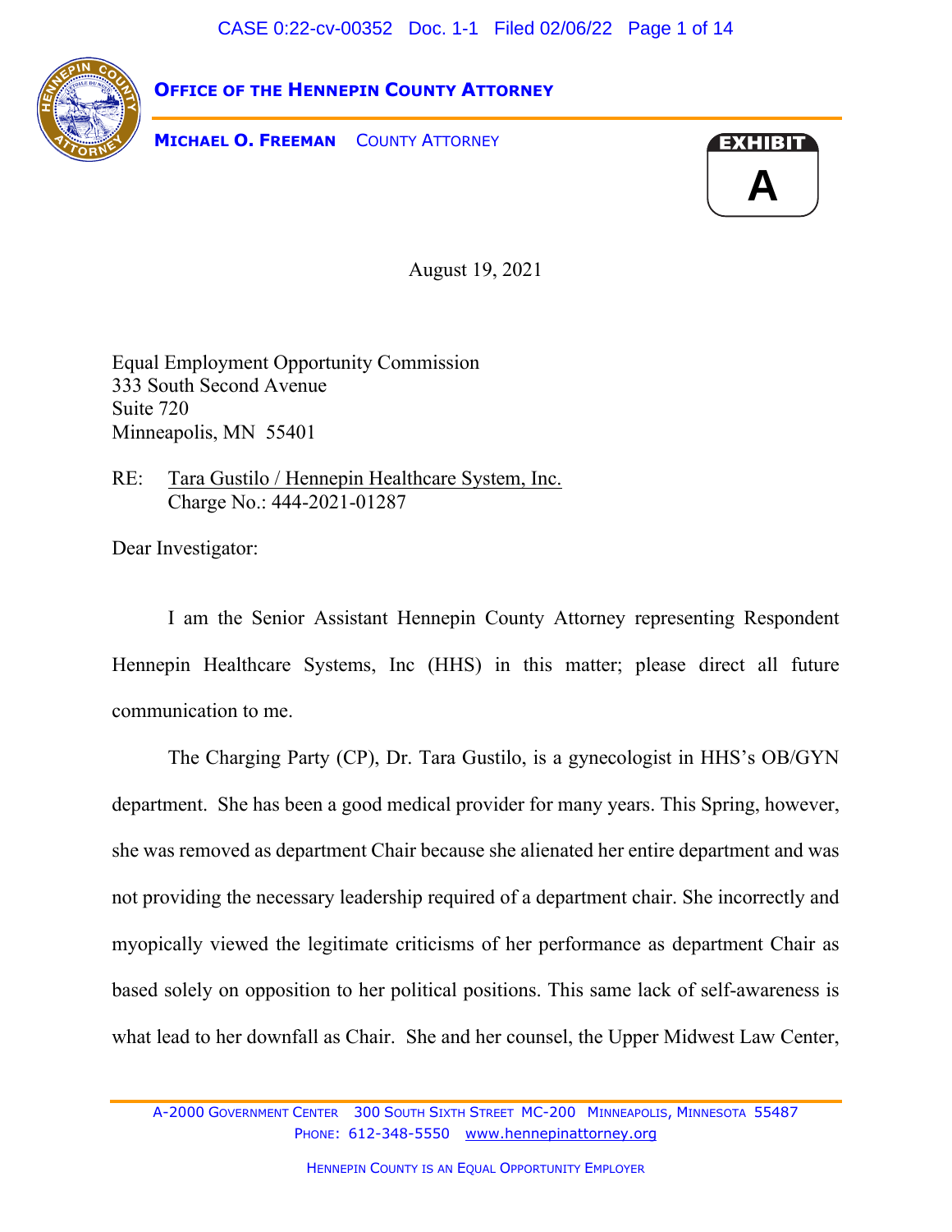**OFFICE OF THE HENNEPIN COUNTY ATTORNEY**

**MICHAEL O. FREEMAN** COUNTY ATTORNEY

EXHIBIT A

August 19, 2021

Equal Employment Opportunity Commission
333 South Second Avenue
Suite 720
Minneapolis, MN 55401

RE: Tara Gustilo / Hennepin Healthcare System, Inc.
Charge No.: 444-2021-01287

Dear Investigator:

I am the Senior Assistant Hennepin County Attorney representing Respondent Hennepin Healthcare Systems, Inc (HHS) in this matter; please direct all future communication to me.

The Charging Party (CP), Dr. Tara Gustilo, is a gynecologist in HHS's OB/GYN department. She has been a good medical provider for many years. This Spring, however, she was removed as department Chair because she alienated her entire department and was not providing the necessary leadership required of a department chair. She incorrectly and myopically viewed the legitimate criticisms of her performance as department Chair as based solely on opposition to her political positions. This same lack of self-awareness is what lead to her downfall as Chair. She and her counsel, the Upper Midwest Law Center,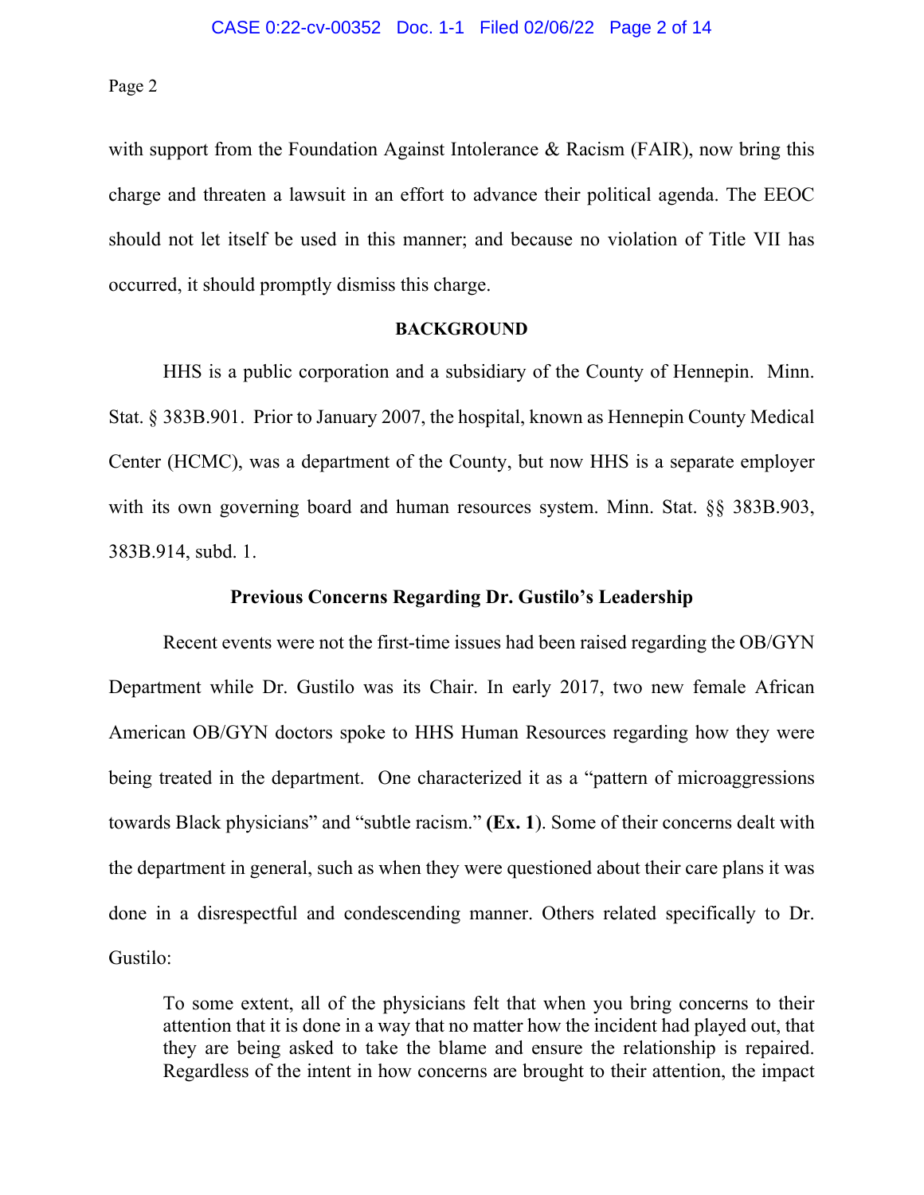with support from the Foundation Against Intolerance & Racism (FAIR), now bring this charge and threaten a lawsuit in an effort to advance their political agenda. The EEOC should not let itself be used in this manner; and because no violation of Title VII has occurred, it should promptly dismiss this charge.

## BACKGROUND

HHS is a public corporation and a subsidiary of the County of Hennepin. Minn. Stat. § 383B.901. Prior to January 2007, the hospital, known as Hennepin County Medical Center (HCMC), was a department of the County, but now HHS is a separate employer with its own governing board and human resources system. Minn. Stat. §§ 383B.903, 383B.914, subd. 1.

### Previous Concerns Regarding Dr. Gustilo's Leadership

Recent events were not the first-time issues had been raised regarding the OB/GYN Department while Dr. Gustilo was its Chair. In early 2017, two new female African American OB/GYN doctors spoke to HHS Human Resources regarding how they were being treated in the department. One characterized it as a "pattern of microaggressions towards Black physicians" and "subtle racism." **(Ex. 1**). Some of their concerns dealt with the department in general, such as when they were questioned about their care plans it was done in a disrespectful and condescending manner. Others related specifically to Dr. Gustilo:

> To some extent, all of the physicians felt that when you bring concerns to their attention that it is done in a way that no matter how the incident had played out, that they are being asked to take the blame and ensure the relationship is repaired. Regardless of the intent in how concerns are brought to their attention, the impact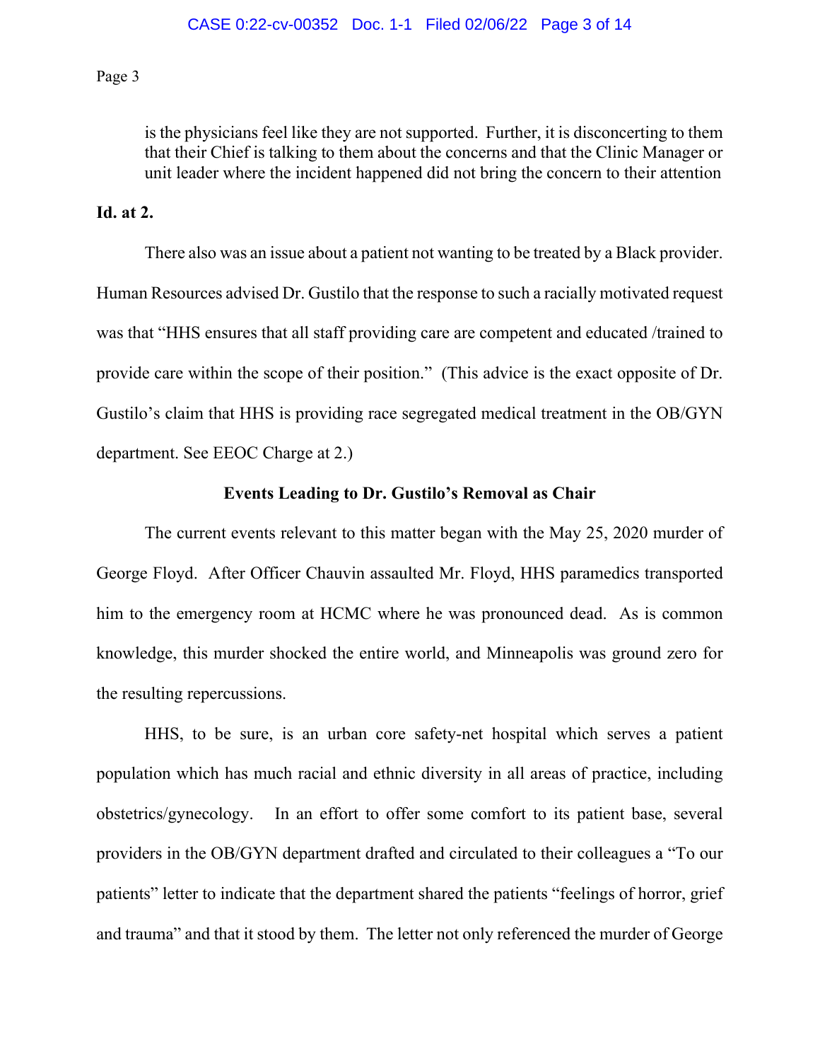> is the physicians feel like they are not supported. Further, it is disconcerting to them that their Chief is talking to them about the concerns and that the Clinic Manager or unit leader where the incident happened did not bring the concern to their attention

**Id. at 2.**

There also was an issue about a patient not wanting to be treated by a Black provider. Human Resources advised Dr. Gustilo that the response to such a racially motivated request was that "HHS ensures that all staff providing care are competent and educated /trained to provide care within the scope of their position." (This advice is the exact opposite of Dr. Gustilo's claim that HHS is providing race segregated medical treatment in the OB/GYN department. See EEOC Charge at 2.)

**Events Leading to Dr. Gustilo's Removal as Chair**

The current events relevant to this matter began with the May 25, 2020 murder of George Floyd. After Officer Chauvin assaulted Mr. Floyd, HHS paramedics transported him to the emergency room at HCMC where he was pronounced dead. As is common knowledge, this murder shocked the entire world, and Minneapolis was ground zero for the resulting repercussions.

HHS, to be sure, is an urban core safety-net hospital which serves a patient population which has much racial and ethnic diversity in all areas of practice, including obstetrics/gynecology. In an effort to offer some comfort to its patient base, several providers in the OB/GYN department drafted and circulated to their colleagues a "To our patients" letter to indicate that the department shared the patients "feelings of horror, grief and trauma" and that it stood by them. The letter not only referenced the murder of George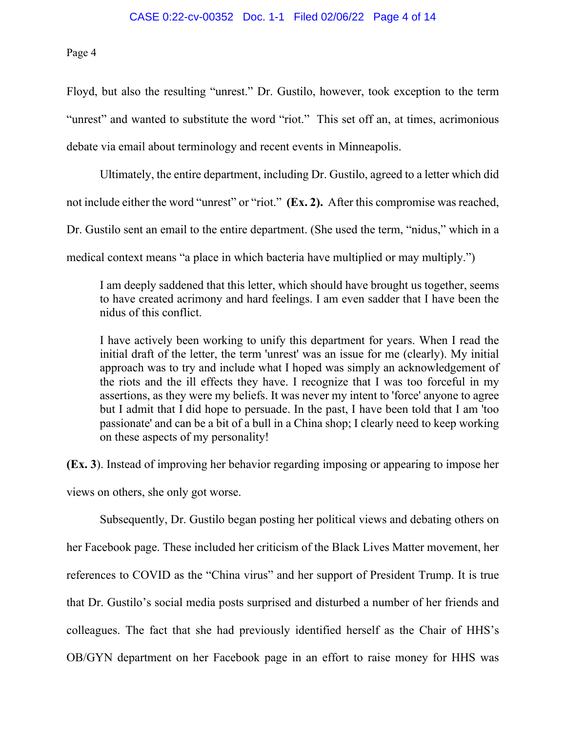Floyd, but also the resulting "unrest." Dr. Gustilo, however, took exception to the term "unrest" and wanted to substitute the word "riot." This set off an, at times, acrimonious debate via email about terminology and recent events in Minneapolis.

Ultimately, the entire department, including Dr. Gustilo, agreed to a letter which did not include either the word "unrest" or "riot." **(Ex. 2).** After this compromise was reached, Dr. Gustilo sent an email to the entire department. (She used the term, "nidus," which in a medical context means "a place in which bacteria have multiplied or may multiply.")

> I am deeply saddened that this letter, which should have brought us together, seems to have created acrimony and hard feelings. I am even sadder that I have been the nidus of this conflict.
>
> I have actively been working to unify this department for years. When I read the initial draft of the letter, the term 'unrest' was an issue for me (clearly). My initial approach was to try and include what I hoped was simply an acknowledgement of the riots and the ill effects they have. I recognize that I was too forceful in my assertions, as they were my beliefs. It was never my intent to 'force' anyone to agree but I admit that I did hope to persuade. In the past, I have been told that I am 'too passionate' and can be a bit of a bull in a China shop; I clearly need to keep working on these aspects of my personality!

**(Ex. 3**). Instead of improving her behavior regarding imposing or appearing to impose her views on others, she only got worse.

Subsequently, Dr. Gustilo began posting her political views and debating others on her Facebook page. These included her criticism of the Black Lives Matter movement, her references to COVID as the "China virus" and her support of President Trump. It is true that Dr. Gustilo's social media posts surprised and disturbed a number of her friends and colleagues. The fact that she had previously identified herself as the Chair of HHS's OB/GYN department on her Facebook page in an effort to raise money for HHS was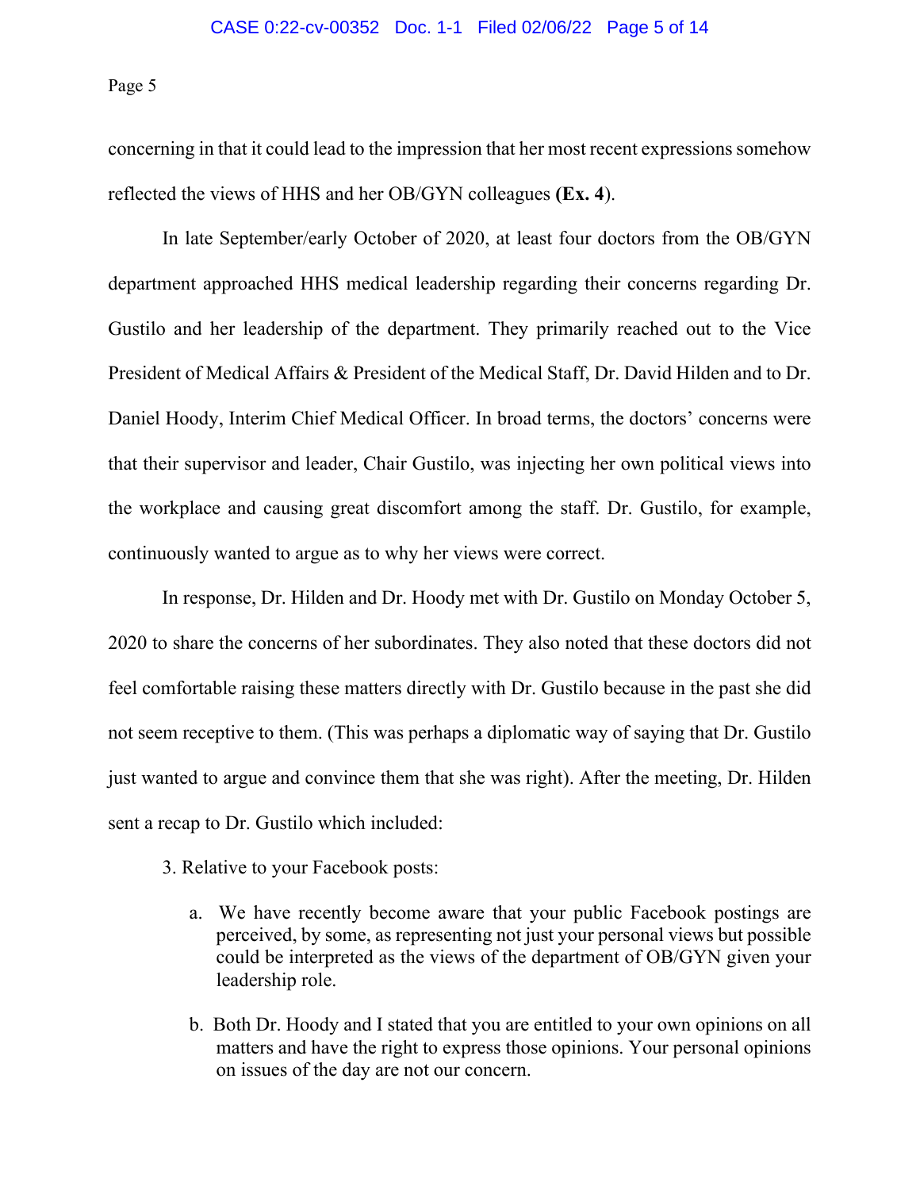concerning in that it could lead to the impression that her most recent expressions somehow reflected the views of HHS and her OB/GYN colleagues **(Ex. 4)**.

In late September/early October of 2020, at least four doctors from the OB/GYN department approached HHS medical leadership regarding their concerns regarding Dr. Gustilo and her leadership of the department. They primarily reached out to the Vice President of Medical Affairs & President of the Medical Staff, Dr. David Hilden and to Dr. Daniel Hoody, Interim Chief Medical Officer. In broad terms, the doctors' concerns were that their supervisor and leader, Chair Gustilo, was injecting her own political views into the workplace and causing great discomfort among the staff. Dr. Gustilo, for example, continuously wanted to argue as to why her views were correct.

In response, Dr. Hilden and Dr. Hoody met with Dr. Gustilo on Monday October 5, 2020 to share the concerns of her subordinates. They also noted that these doctors did not feel comfortable raising these matters directly with Dr. Gustilo because in the past she did not seem receptive to them. (This was perhaps a diplomatic way of saying that Dr. Gustilo just wanted to argue and convince them that she was right). After the meeting, Dr. Hilden sent a recap to Dr. Gustilo which included:

> 3. Relative to your Facebook posts:
>
>    a. We have recently become aware that your public Facebook postings are perceived, by some, as representing not just your personal views but possible could be interpreted as the views of the department of OB/GYN given your leadership role.
>
>    b. Both Dr. Hoody and I stated that you are entitled to your own opinions on all matters and have the right to express those opinions. Your personal opinions on issues of the day are not our concern.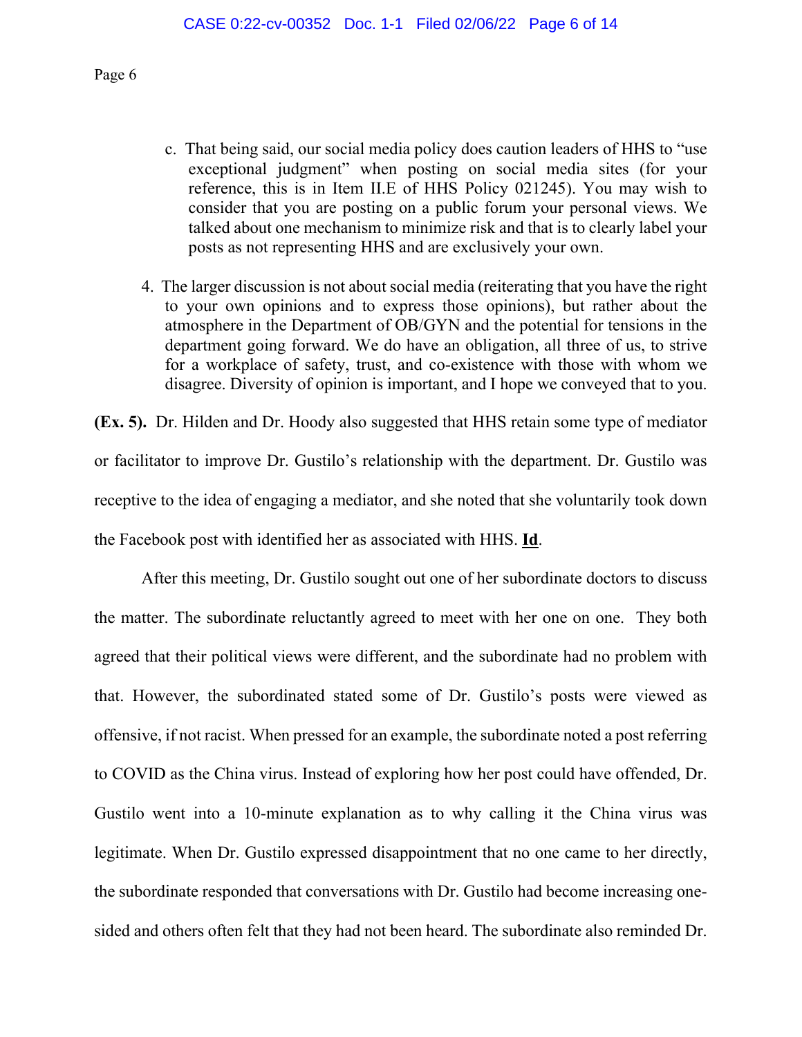c. That being said, our social media policy does caution leaders of HHS to "use exceptional judgment" when posting on social media sites (for your reference, this is in Item II.E of HHS Policy 021245). You may wish to consider that you are posting on a public forum your personal views. We talked about one mechanism to minimize risk and that is to clearly label your posts as not representing HHS and are exclusively your own.

4. The larger discussion is not about social media (reiterating that you have the right to your own opinions and to express those opinions), but rather about the atmosphere in the Department of OB/GYN and the potential for tensions in the department going forward. We do have an obligation, all three of us, to strive for a workplace of safety, trust, and co-existence with those with whom we disagree. Diversity of opinion is important, and I hope we conveyed that to you.

**(Ex. 5).** Dr. Hilden and Dr. Hoody also suggested that HHS retain some type of mediator or facilitator to improve Dr. Gustilo's relationship with the department. Dr. Gustilo was receptive to the idea of engaging a mediator, and she noted that she voluntarily took down the Facebook post with identified her as associated with HHS. **Id**.

After this meeting, Dr. Gustilo sought out one of her subordinate doctors to discuss the matter. The subordinate reluctantly agreed to meet with her one on one. They both agreed that their political views were different, and the subordinate had no problem with that. However, the subordinated stated some of Dr. Gustilo's posts were viewed as offensive, if not racist. When pressed for an example, the subordinate noted a post referring to COVID as the China virus. Instead of exploring how her post could have offended, Dr. Gustilo went into a 10-minute explanation as to why calling it the China virus was legitimate. When Dr. Gustilo expressed disappointment that no one came to her directly, the subordinate responded that conversations with Dr. Gustilo had become increasing one-sided and others often felt that they had not been heard. The subordinate also reminded Dr.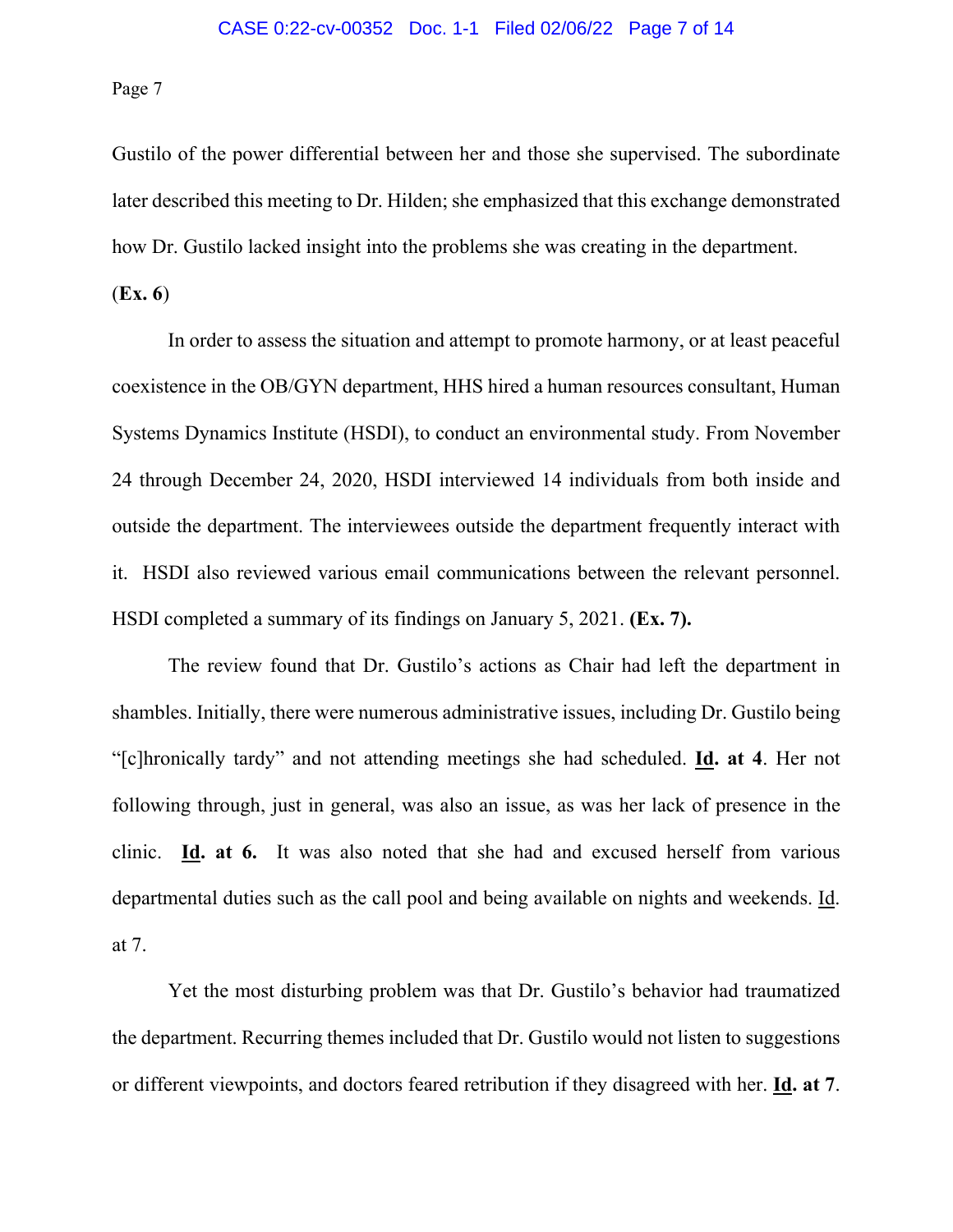Gustilo of the power differential between her and those she supervised. The subordinate later described this meeting to Dr. Hilden; she emphasized that this exchange demonstrated how Dr. Gustilo lacked insight into the problems she was creating in the department. (**Ex. 6**)

In order to assess the situation and attempt to promote harmony, or at least peaceful coexistence in the OB/GYN department, HHS hired a human resources consultant, Human Systems Dynamics Institute (HSDI), to conduct an environmental study. From November 24 through December 24, 2020, HSDI interviewed 14 individuals from both inside and outside the department. The interviewees outside the department frequently interact with it. HSDI also reviewed various email communications between the relevant personnel. HSDI completed a summary of its findings on January 5, 2021. **(Ex. 7).**

The review found that Dr. Gustilo's actions as Chair had left the department in shambles. Initially, there were numerous administrative issues, including Dr. Gustilo being "[c]hronically tardy" and not attending meetings she had scheduled. **Id. at 4**. Her not following through, just in general, was also an issue, as was her lack of presence in the clinic. **Id. at 6.** It was also noted that she had and excused herself from various departmental duties such as the call pool and being available on nights and weekends. Id. at 7.

Yet the most disturbing problem was that Dr. Gustilo's behavior had traumatized the department. Recurring themes included that Dr. Gustilo would not listen to suggestions or different viewpoints, and doctors feared retribution if they disagreed with her. **Id. at 7**.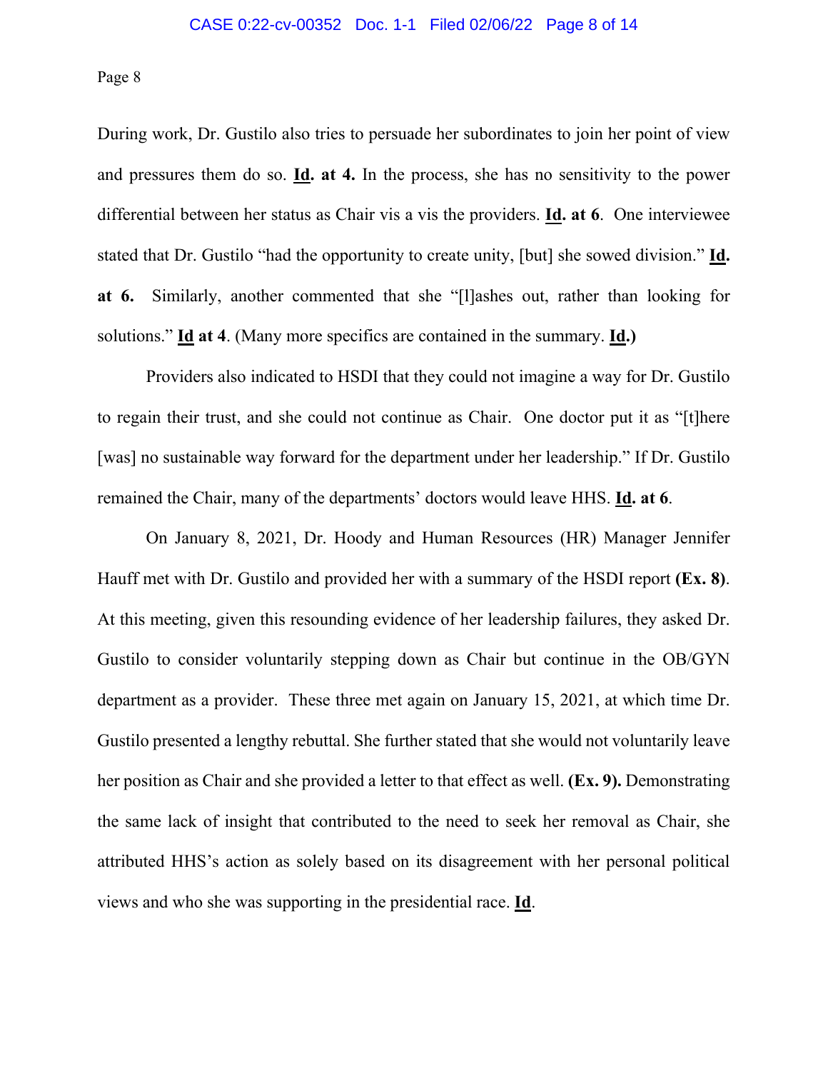During work, Dr. Gustilo also tries to persuade her subordinates to join her point of view and pressures them do so. **Id. at 4.** In the process, she has no sensitivity to the power differential between her status as Chair vis a vis the providers. **Id. at 6**. One interviewee stated that Dr. Gustilo "had the opportunity to create unity, [but] she sowed division." **Id. at 6.** Similarly, another commented that she "[l]ashes out, rather than looking for solutions." **Id at 4**. (Many more specifics are contained in the summary. **Id.)**

Providers also indicated to HSDI that they could not imagine a way for Dr. Gustilo to regain their trust, and she could not continue as Chair. One doctor put it as "[t]here [was] no sustainable way forward for the department under her leadership." If Dr. Gustilo remained the Chair, many of the departments' doctors would leave HHS. **Id. at 6**.

On January 8, 2021, Dr. Hoody and Human Resources (HR) Manager Jennifer Hauff met with Dr. Gustilo and provided her with a summary of the HSDI report **(Ex. 8)**. At this meeting, given this resounding evidence of her leadership failures, they asked Dr. Gustilo to consider voluntarily stepping down as Chair but continue in the OB/GYN department as a provider. These three met again on January 15, 2021, at which time Dr. Gustilo presented a lengthy rebuttal. She further stated that she would not voluntarily leave her position as Chair and she provided a letter to that effect as well. **(Ex. 9).** Demonstrating the same lack of insight that contributed to the need to seek her removal as Chair, she attributed HHS's action as solely based on its disagreement with her personal political views and who she was supporting in the presidential race. **Id**.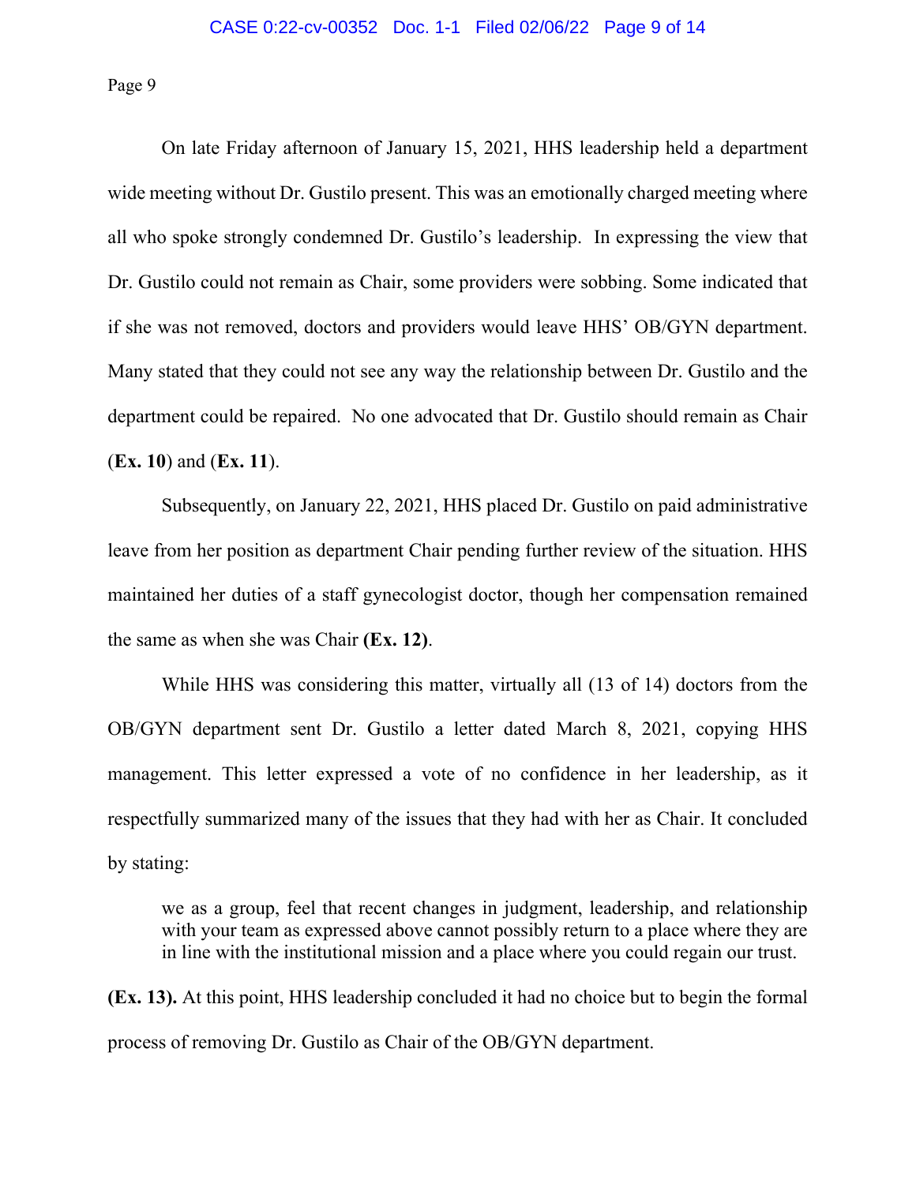On late Friday afternoon of January 15, 2021, HHS leadership held a department wide meeting without Dr. Gustilo present. This was an emotionally charged meeting where all who spoke strongly condemned Dr. Gustilo's leadership. In expressing the view that Dr. Gustilo could not remain as Chair, some providers were sobbing. Some indicated that if she was not removed, doctors and providers would leave HHS' OB/GYN department. Many stated that they could not see any way the relationship between Dr. Gustilo and the department could be repaired. No one advocated that Dr. Gustilo should remain as Chair (**Ex. 10**) and (**Ex. 11**).

Subsequently, on January 22, 2021, HHS placed Dr. Gustilo on paid administrative leave from her position as department Chair pending further review of the situation. HHS maintained her duties of a staff gynecologist doctor, though her compensation remained the same as when she was Chair **(Ex. 12)**.

While HHS was considering this matter, virtually all (13 of 14) doctors from the OB/GYN department sent Dr. Gustilo a letter dated March 8, 2021, copying HHS management. This letter expressed a vote of no confidence in her leadership, as it respectfully summarized many of the issues that they had with her as Chair. It concluded by stating:

> we as a group, feel that recent changes in judgment, leadership, and relationship with your team as expressed above cannot possibly return to a place where they are in line with the institutional mission and a place where you could regain our trust.

**(Ex. 13).** At this point, HHS leadership concluded it had no choice but to begin the formal process of removing Dr. Gustilo as Chair of the OB/GYN department.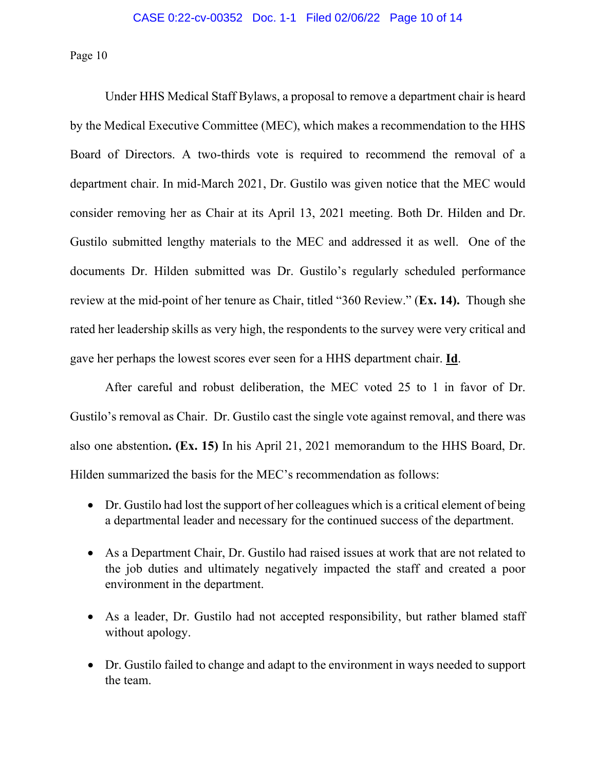Under HHS Medical Staff Bylaws, a proposal to remove a department chair is heard by the Medical Executive Committee (MEC), which makes a recommendation to the HHS Board of Directors. A two-thirds vote is required to recommend the removal of a department chair. In mid-March 2021, Dr. Gustilo was given notice that the MEC would consider removing her as Chair at its April 13, 2021 meeting. Both Dr. Hilden and Dr. Gustilo submitted lengthy materials to the MEC and addressed it as well. One of the documents Dr. Hilden submitted was Dr. Gustilo's regularly scheduled performance review at the mid-point of her tenure as Chair, titled "360 Review." (**Ex. 14).** Though she rated her leadership skills as very high, the respondents to the survey were very critical and gave her perhaps the lowest scores ever seen for a HHS department chair. **Id**.

After careful and robust deliberation, the MEC voted 25 to 1 in favor of Dr. Gustilo's removal as Chair. Dr. Gustilo cast the single vote against removal, and there was also one abstention**. (Ex. 15)** In his April 21, 2021 memorandum to the HHS Board, Dr. Hilden summarized the basis for the MEC's recommendation as follows:

- Dr. Gustilo had lost the support of her colleagues which is a critical element of being a departmental leader and necessary for the continued success of the department.
- As a Department Chair, Dr. Gustilo had raised issues at work that are not related to the job duties and ultimately negatively impacted the staff and created a poor environment in the department.
- As a leader, Dr. Gustilo had not accepted responsibility, but rather blamed staff without apology.
- Dr. Gustilo failed to change and adapt to the environment in ways needed to support the team.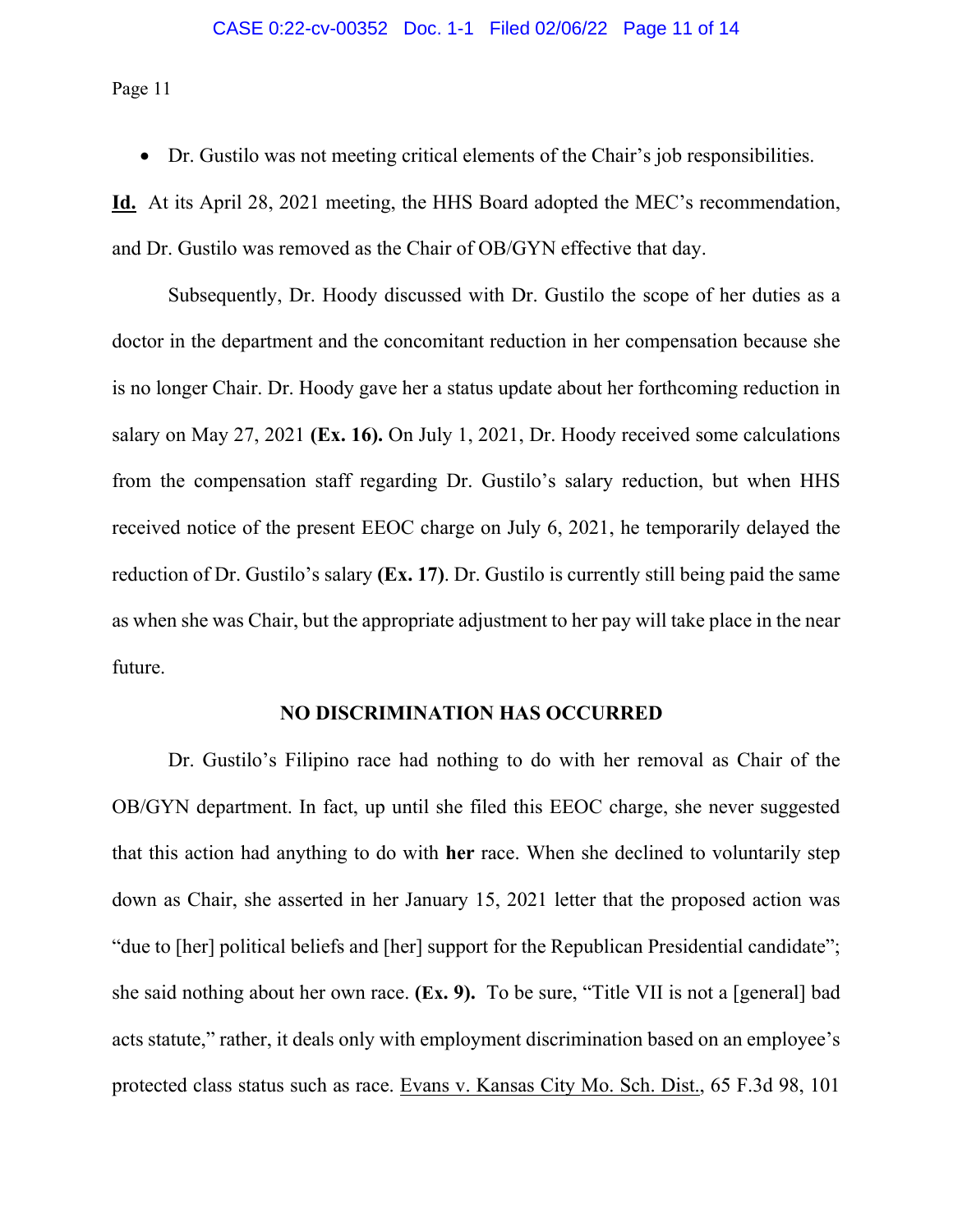- Dr. Gustilo was not meeting critical elements of the Chair's job responsibilities.

**Id.** At its April 28, 2021 meeting, the HHS Board adopted the MEC's recommendation, and Dr. Gustilo was removed as the Chair of OB/GYN effective that day.

Subsequently, Dr. Hoody discussed with Dr. Gustilo the scope of her duties as a doctor in the department and the concomitant reduction in her compensation because she is no longer Chair. Dr. Hoody gave her a status update about her forthcoming reduction in salary on May 27, 2021 **(Ex. 16).** On July 1, 2021, Dr. Hoody received some calculations from the compensation staff regarding Dr. Gustilo's salary reduction, but when HHS received notice of the present EEOC charge on July 6, 2021, he temporarily delayed the reduction of Dr. Gustilo's salary **(Ex. 17)**. Dr. Gustilo is currently still being paid the same as when she was Chair, but the appropriate adjustment to her pay will take place in the near future.

## NO DISCRIMINATION HAS OCCURRED

Dr. Gustilo's Filipino race had nothing to do with her removal as Chair of the OB/GYN department. In fact, up until she filed this EEOC charge, she never suggested that this action had anything to do with **her** race. When she declined to voluntarily step down as Chair, she asserted in her January 15, 2021 letter that the proposed action was "due to [her] political beliefs and [her] support for the Republican Presidential candidate"; she said nothing about her own race. **(Ex. 9).** To be sure, "Title VII is not a [general] bad acts statute," rather, it deals only with employment discrimination based on an employee's protected class status such as race. Evans v. Kansas City Mo. Sch. Dist., 65 F.3d 98, 101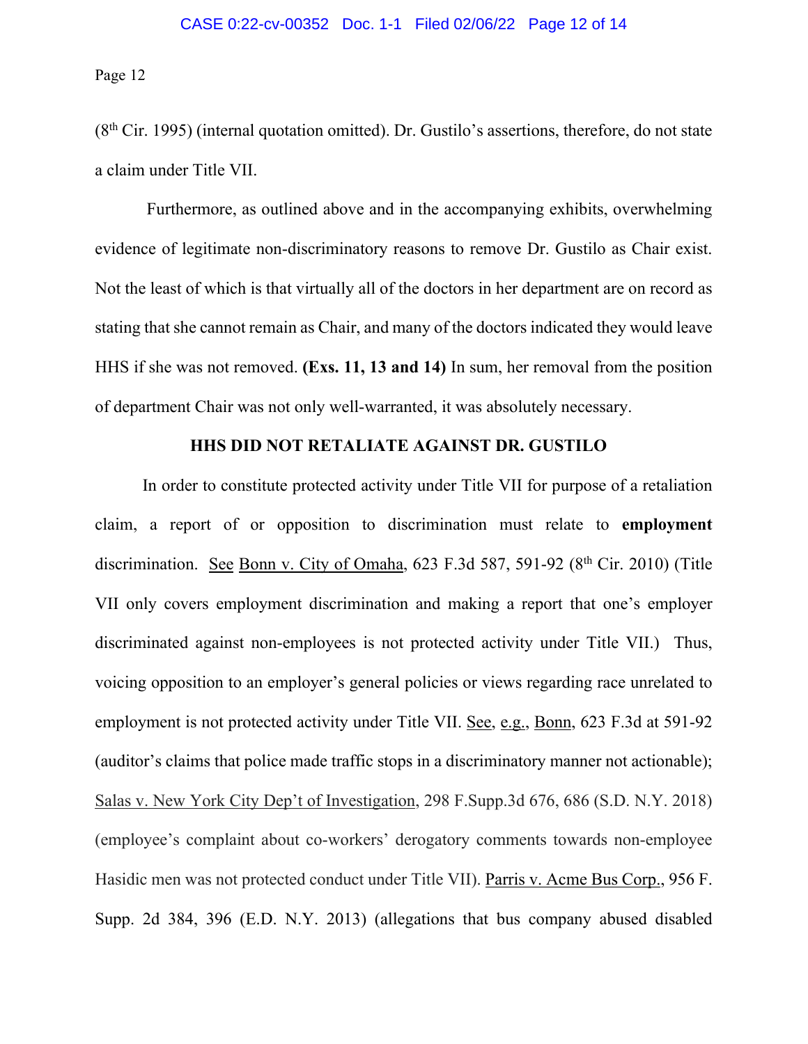(8th Cir. 1995) (internal quotation omitted). Dr. Gustilo's assertions, therefore, do not state a claim under Title VII.

Furthermore, as outlined above and in the accompanying exhibits, overwhelming evidence of legitimate non-discriminatory reasons to remove Dr. Gustilo as Chair exist. Not the least of which is that virtually all of the doctors in her department are on record as stating that she cannot remain as Chair, and many of the doctors indicated they would leave HHS if she was not removed. **(Exs. 11, 13 and 14)** In sum, her removal from the position of department Chair was not only well-warranted, it was absolutely necessary.

**HHS DID NOT RETALIATE AGAINST DR. GUSTILO**

In order to constitute protected activity under Title VII for purpose of a retaliation claim, a report of or opposition to discrimination must relate to **employment** discrimination. See Bonn v. City of Omaha, 623 F.3d 587, 591-92 (8th Cir. 2010) (Title VII only covers employment discrimination and making a report that one's employer discriminated against non-employees is not protected activity under Title VII.) Thus, voicing opposition to an employer's general policies or views regarding race unrelated to employment is not protected activity under Title VII. See, e.g., Bonn, 623 F.3d at 591-92 (auditor's claims that police made traffic stops in a discriminatory manner not actionable); Salas v. New York City Dep't of Investigation, 298 F.Supp.3d 676, 686 (S.D. N.Y. 2018) (employee's complaint about co-workers' derogatory comments towards non-employee Hasidic men was not protected conduct under Title VII). Parris v. Acme Bus Corp., 956 F. Supp. 2d 384, 396 (E.D. N.Y. 2013) (allegations that bus company abused disabled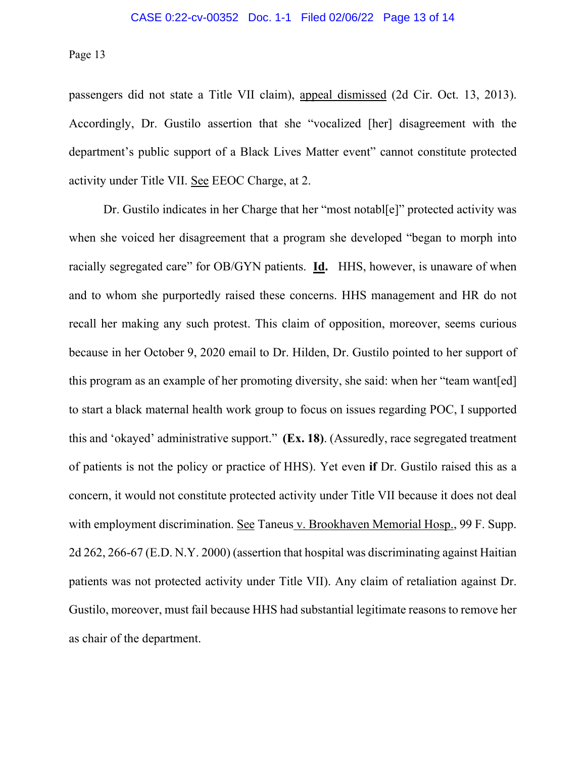passengers did not state a Title VII claim), appeal dismissed (2d Cir. Oct. 13, 2013). Accordingly, Dr. Gustilo assertion that she "vocalized [her] disagreement with the department's public support of a Black Lives Matter event" cannot constitute protected activity under Title VII. See EEOC Charge, at 2.

Dr. Gustilo indicates in her Charge that her "most notabl[e]" protected activity was when she voiced her disagreement that a program she developed "began to morph into racially segregated care" for OB/GYN patients. **Id.** HHS, however, is unaware of when and to whom she purportedly raised these concerns. HHS management and HR do not recall her making any such protest. This claim of opposition, moreover, seems curious because in her October 9, 2020 email to Dr. Hilden, Dr. Gustilo pointed to her support of this program as an example of her promoting diversity, she said: when her "team want[ed] to start a black maternal health work group to focus on issues regarding POC, I supported this and 'okayed' administrative support." **(Ex. 18)**. (Assuredly, race segregated treatment of patients is not the policy or practice of HHS). Yet even **if** Dr. Gustilo raised this as a concern, it would not constitute protected activity under Title VII because it does not deal with employment discrimination. See Taneus v. Brookhaven Memorial Hosp., 99 F. Supp. 2d 262, 266-67 (E.D. N.Y. 2000) (assertion that hospital was discriminating against Haitian patients was not protected activity under Title VII). Any claim of retaliation against Dr. Gustilo, moreover, must fail because HHS had substantial legitimate reasons to remove her as chair of the department.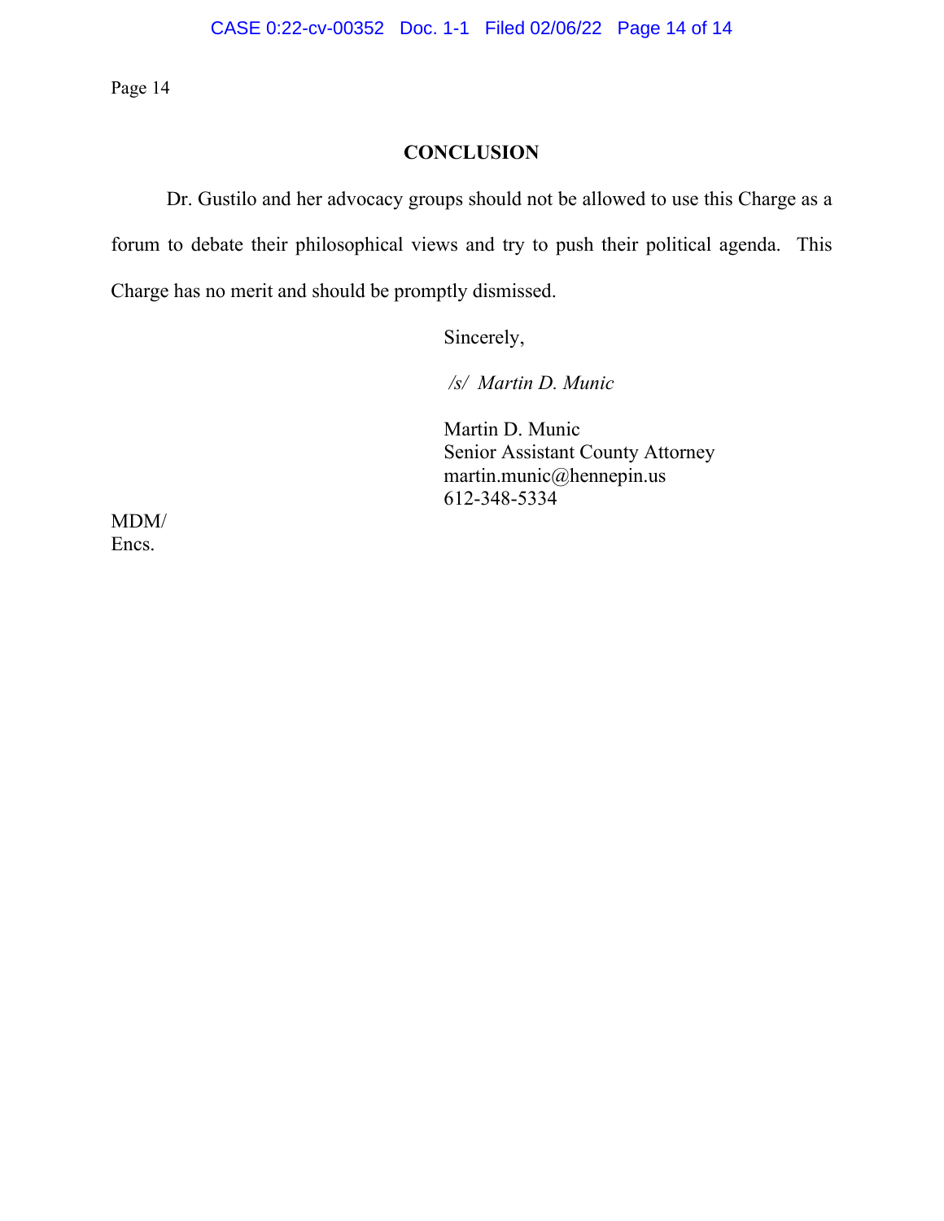## CONCLUSION

Dr. Gustilo and her advocacy groups should not be allowed to use this Charge as a forum to debate their philosophical views and try to push their political agenda. This Charge has no merit and should be promptly dismissed.

Sincerely,

*/s/ Martin D. Munic*

Martin D. Munic
Senior Assistant County Attorney
martin.munic@hennepin.us
612-348-5334

MDM/
Encs.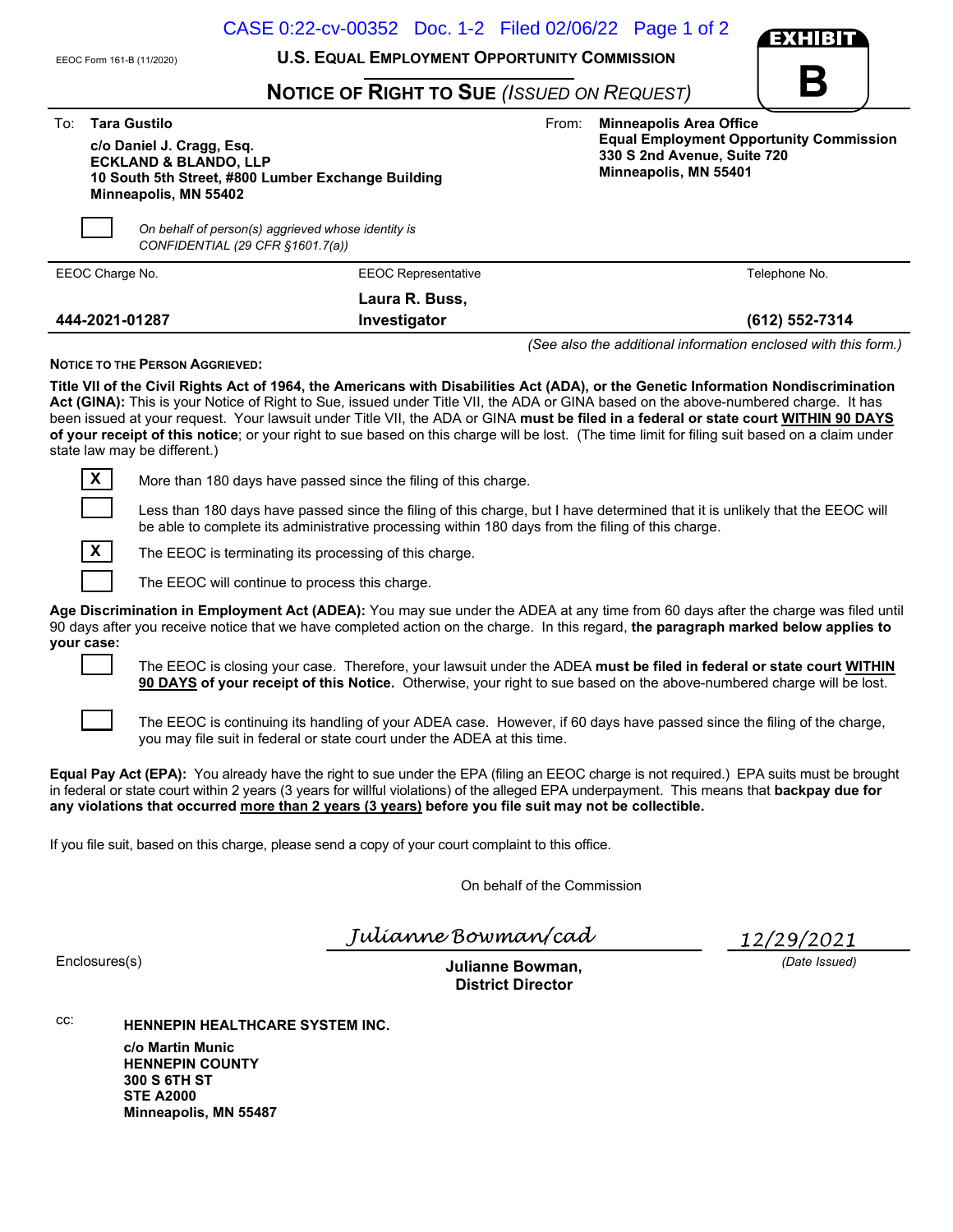EEOC Form 161-B (11/2020)

**U.S. EQUAL EMPLOYMENT OPPORTUNITY COMMISSION**

**EXHIBIT B**

# NOTICE OF RIGHT TO SUE *(ISSUED ON REQUEST)*

To: **Tara Gustilo**
**c/o Daniel J. Cragg, Esq.**
**ECKLAND & BLANDO, LLP**
**10 South 5th Street, #800 Lumber Exchange Building**
**Minneapolis, MN 55402**

From: **Minneapolis Area Office**
**Equal Employment Opportunity Commission**
**330 S 2nd Avenue, Suite 720**
**Minneapolis, MN 55401**

☐ *On behalf of person(s) aggrieved whose identity is CONFIDENTIAL (29 CFR §1601.7(a))*

| EEOC Charge No. | EEOC Representative | Telephone No. |
|---|---|---|
| **444-2021-01287** | **Laura R. Buss, Investigator** | **(612) 552-7314** |

*(See also the additional information enclosed with this form.)*

**NOTICE TO THE PERSON AGGRIEVED:**

**Title VII of the Civil Rights Act of 1964, the Americans with Disabilities Act (ADA), or the Genetic Information Nondiscrimination Act (GINA):** This is your Notice of Right to Sue, issued under Title VII, the ADA or GINA based on the above-numbered charge. It has been issued at your request. Your lawsuit under Title VII, the ADA or GINA **must be filed in a federal or state court WITHIN 90 DAYS of your receipt of this notice**; or your right to sue based on this charge will be lost. (The time limit for filing suit based on a claim under state law may be different.)

- [X] More than 180 days have passed since the filing of this charge.
- [ ] Less than 180 days have passed since the filing of this charge, but I have determined that it is unlikely that the EEOC will be able to complete its administrative processing within 180 days from the filing of this charge.
- [X] The EEOC is terminating its processing of this charge.
- [ ] The EEOC will continue to process this charge.

**Age Discrimination in Employment Act (ADEA):** You may sue under the ADEA at any time from 60 days after the charge was filed until 90 days after you receive notice that we have completed action on the charge. In this regard, **the paragraph marked below applies to your case:**

- [ ] The EEOC is closing your case. Therefore, your lawsuit under the ADEA **must be filed in federal or state court WITHIN 90 DAYS of your receipt of this Notice.** Otherwise, your right to sue based on the above-numbered charge will be lost.
- [ ] The EEOC is continuing its handling of your ADEA case. However, if 60 days have passed since the filing of the charge, you may file suit in federal or state court under the ADEA at this time.

**Equal Pay Act (EPA):** You already have the right to sue under the EPA (filing an EEOC charge is not required.) EPA suits must be brought in federal or state court within 2 years (3 years for willful violations) of the alleged EPA underpayment. This means that **backpay due for any violations that occurred more than 2 years (3 years) before you file suit may not be collectible.**

If you file suit, based on this charge, please send a copy of your court complaint to this office.

On behalf of the Commission

*Julianne Bowman/cad*
**Julianne Bowman,**
**District Director**

*12/29/2021*
*(Date Issued)*

Enclosures(s)

cc: **HENNEPIN HEALTHCARE SYSTEM INC.**
**c/o Martin Munic**
**HENNEPIN COUNTY**
**300 S 6TH ST**
**STE A2000**
**Minneapolis, MN 55487**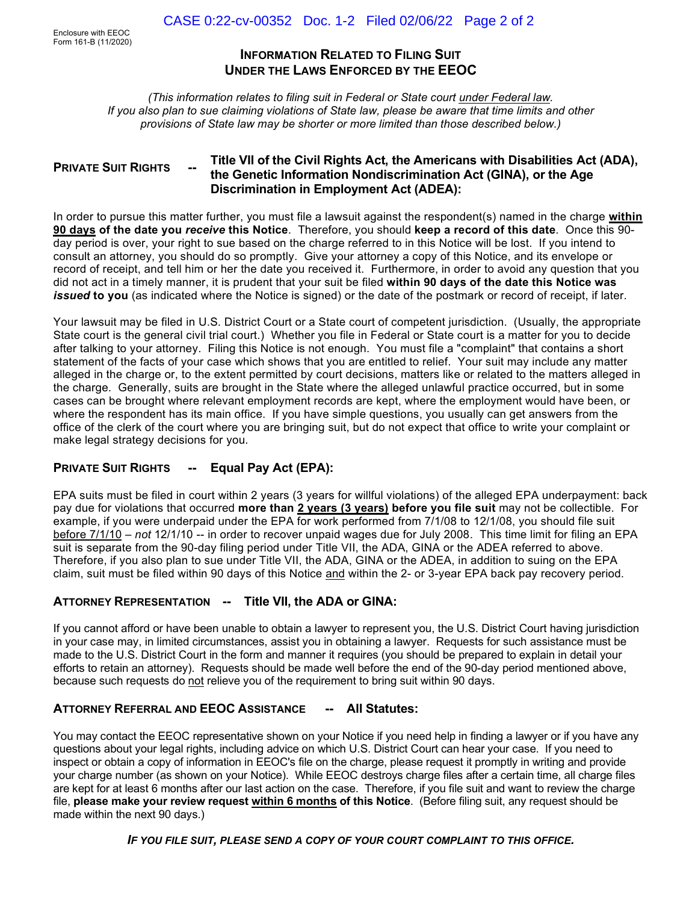Enclosure with EEOC
Form 161-B (11/2020)

## Information Related to Filing Suit Under the Laws Enforced by the EEOC

*(This information relates to filing suit in Federal or State court under Federal law. If you also plan to sue claiming violations of State law, please be aware that time limits and other provisions of State law may be shorter or more limited than those described below.)*

### Private Suit Rights -- Title VII of the Civil Rights Act, the Americans with Disabilities Act (ADA), the Genetic Information Nondiscrimination Act (GINA), or the Age Discrimination in Employment Act (ADEA):

In order to pursue this matter further, you must file a lawsuit against the respondent(s) named in the charge **within 90 days of the date you *receive* this Notice**. Therefore, you should **keep a record of this date**. Once this 90-day period is over, your right to sue based on the charge referred to in this Notice will be lost. If you intend to consult an attorney, you should do so promptly. Give your attorney a copy of this Notice, and its envelope or record of receipt, and tell him or her the date you received it. Furthermore, in order to avoid any question that you did not act in a timely manner, it is prudent that your suit be filed **within 90 days of the date this Notice was *issued* to you** (as indicated where the Notice is signed) or the date of the postmark or record of receipt, if later.

Your lawsuit may be filed in U.S. District Court or a State court of competent jurisdiction. (Usually, the appropriate State court is the general civil trial court.) Whether you file in Federal or State court is a matter for you to decide after talking to your attorney. Filing this Notice is not enough. You must file a "complaint" that contains a short statement of the facts of your case which shows that you are entitled to relief. Your suit may include any matter alleged in the charge or, to the extent permitted by court decisions, matters like or related to the matters alleged in the charge. Generally, suits are brought in the State where the alleged unlawful practice occurred, but in some cases can be brought where relevant employment records are kept, where the employment would have been, or where the respondent has its main office. If you have simple questions, you usually can get answers from the office of the clerk of the court where you are bringing suit, but do not expect that office to write your complaint or make legal strategy decisions for you.

### Private Suit Rights -- Equal Pay Act (EPA):

EPA suits must be filed in court within 2 years (3 years for willful violations) of the alleged EPA underpayment: back pay due for violations that occurred **more than 2 years (3 years) before you file suit** may not be collectible. For example, if you were underpaid under the EPA for work performed from 7/1/08 to 12/1/08, you should file suit before 7/1/10 – *not* 12/1/10 -- in order to recover unpaid wages due for July 2008. This time limit for filing an EPA suit is separate from the 90-day filing period under Title VII, the ADA, GINA or the ADEA referred to above. Therefore, if you also plan to sue under Title VII, the ADA, GINA or the ADEA, in addition to suing on the EPA claim, suit must be filed within 90 days of this Notice and within the 2- or 3-year EPA back pay recovery period.

### Attorney Representation -- Title VII, the ADA or GINA:

If you cannot afford or have been unable to obtain a lawyer to represent you, the U.S. District Court having jurisdiction in your case may, in limited circumstances, assist you in obtaining a lawyer. Requests for such assistance must be made to the U.S. District Court in the form and manner it requires (you should be prepared to explain in detail your efforts to retain an attorney). Requests should be made well before the end of the 90-day period mentioned above, because such requests do not relieve you of the requirement to bring suit within 90 days.

### Attorney Referral and EEOC Assistance -- All Statutes:

You may contact the EEOC representative shown on your Notice if you need help in finding a lawyer or if you have any questions about your legal rights, including advice on which U.S. District Court can hear your case. If you need to inspect or obtain a copy of information in EEOC's file on the charge, please request it promptly in writing and provide your charge number (as shown on your Notice). While EEOC destroys charge files after a certain time, all charge files are kept for at least 6 months after our last action on the case. Therefore, if you file suit and want to review the charge file, **please make your review request within 6 months of this Notice**. (Before filing suit, any request should be made within the next 90 days.)

***If you file suit, please send a copy of your court complaint to this office.***